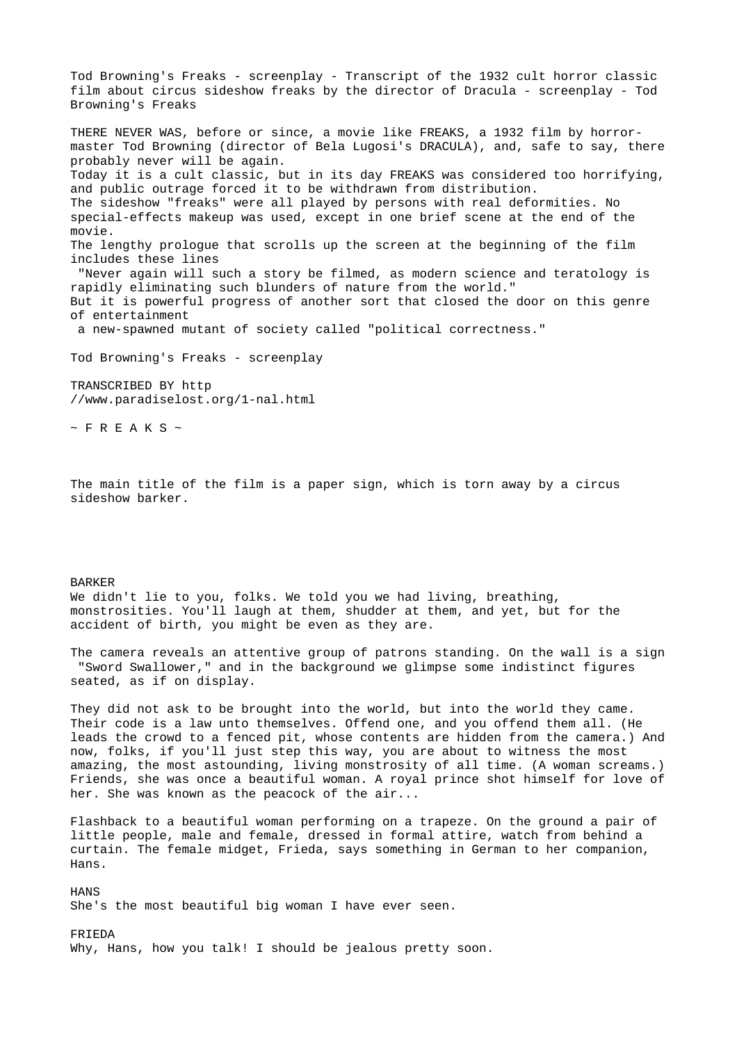Tod Browning's Freaks - screenplay - Transcript of the 1932 cult horror classic film about circus sideshow freaks by the director of Dracula - screenplay - Tod Browning's Freaks

THERE NEVER WAS, before or since, a movie like FREAKS, a 1932 film by horror-master Tod Browning (director of Bela Lugosi's DRACULA), and, safe to say, there probably never will be again.
Today it is a cult classic, but in its day FREAKS was considered too horrifying, and public outrage forced it to be withdrawn from distribution.
The sideshow "freaks" were all played by persons with real deformities. No special-effects makeup was used, except in one brief scene at the end of the movie.
The lengthy prologue that scrolls up the screen at the beginning of the film includes these lines
 "Never again will such a story be filmed, as modern science and teratology is rapidly eliminating such blunders of nature from the world."
But it is powerful progress of another sort that closed the door on this genre of entertainment
 a new-spawned mutant of society called "political correctness."

Tod Browning's Freaks - screenplay

TRANSCRIBED BY http
//www.paradiselost.org/1-nal.html

~ F R E A K S ~

The main title of the film is a paper sign, which is torn away by a circus sideshow barker.

BARKER
We didn't lie to you, folks. We told you we had living, breathing, monstrosities. You'll laugh at them, shudder at them, and yet, but for the accident of birth, you might be even as they are.

The camera reveals an attentive group of patrons standing. On the wall is a sign "Sword Swallower," and in the background we glimpse some indistinct figures seated, as if on display.

They did not ask to be brought into the world, but into the world they came. Their code is a law unto themselves. Offend one, and you offend them all. (He leads the crowd to a fenced pit, whose contents are hidden from the camera.) And now, folks, if you'll just step this way, you are about to witness the most amazing, the most astounding, living monstrosity of all time. (A woman screams.) Friends, she was once a beautiful woman. A royal prince shot himself for love of her. She was known as the peacock of the air...

Flashback to a beautiful woman performing on a trapeze. On the ground a pair of little people, male and female, dressed in formal attire, watch from behind a curtain. The female midget, Frieda, says something in German to her companion, Hans.

HANS
She's the most beautiful big woman I have ever seen.

FRIEDA
Why, Hans, how you talk! I should be jealous pretty soon.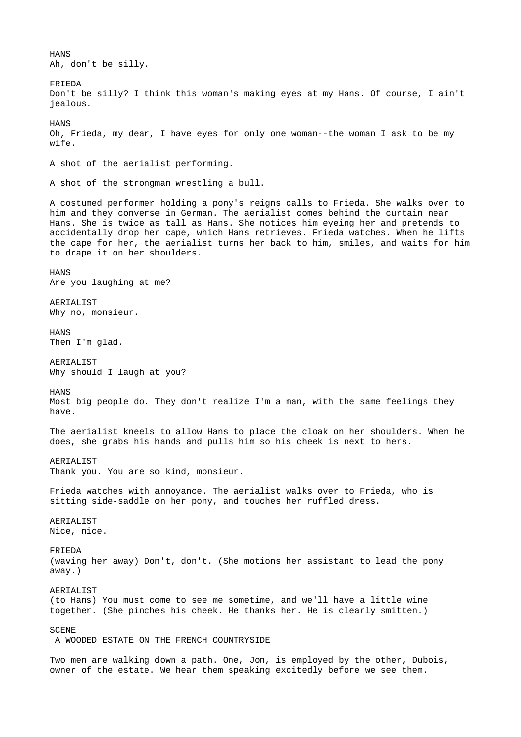HANS
Ah, don't be silly.

FRIEDA
Don't be silly? I think this woman's making eyes at my Hans. Of course, I ain't jealous.

HANS
Oh, Frieda, my dear, I have eyes for only one woman--the woman I ask to be my wife.

A shot of the aerialist performing.

A shot of the strongman wrestling a bull.

A costumed performer holding a pony's reigns calls to Frieda. She walks over to him and they converse in German. The aerialist comes behind the curtain near Hans. She is twice as tall as Hans. She notices him eyeing her and pretends to accidentally drop her cape, which Hans retrieves. Frieda watches. When he lifts the cape for her, the aerialist turns her back to him, smiles, and waits for him to drape it on her shoulders.

HANS
Are you laughing at me?

AERIALIST
Why no, monsieur.

HANS
Then I'm glad.

AERIALIST
Why should I laugh at you?

HANS
Most big people do. They don't realize I'm a man, with the same feelings they have.

The aerialist kneels to allow Hans to place the cloak on her shoulders. When he does, she grabs his hands and pulls him so his cheek is next to hers.

AERIALIST
Thank you. You are so kind, monsieur.

Frieda watches with annoyance. The aerialist walks over to Frieda, who is sitting side-saddle on her pony, and touches her ruffled dress.

AERIALIST
Nice, nice.

FRIEDA
(waving her away) Don't, don't. (She motions her assistant to lead the pony away.)

AERIALIST
(to Hans) You must come to see me sometime, and we'll have a little wine together. (She pinches his cheek. He thanks her. He is clearly smitten.)

SCENE
A WOODED ESTATE ON THE FRENCH COUNTRYSIDE

Two men are walking down a path. One, Jon, is employed by the other, Dubois, owner of the estate. We hear them speaking excitedly before we see them.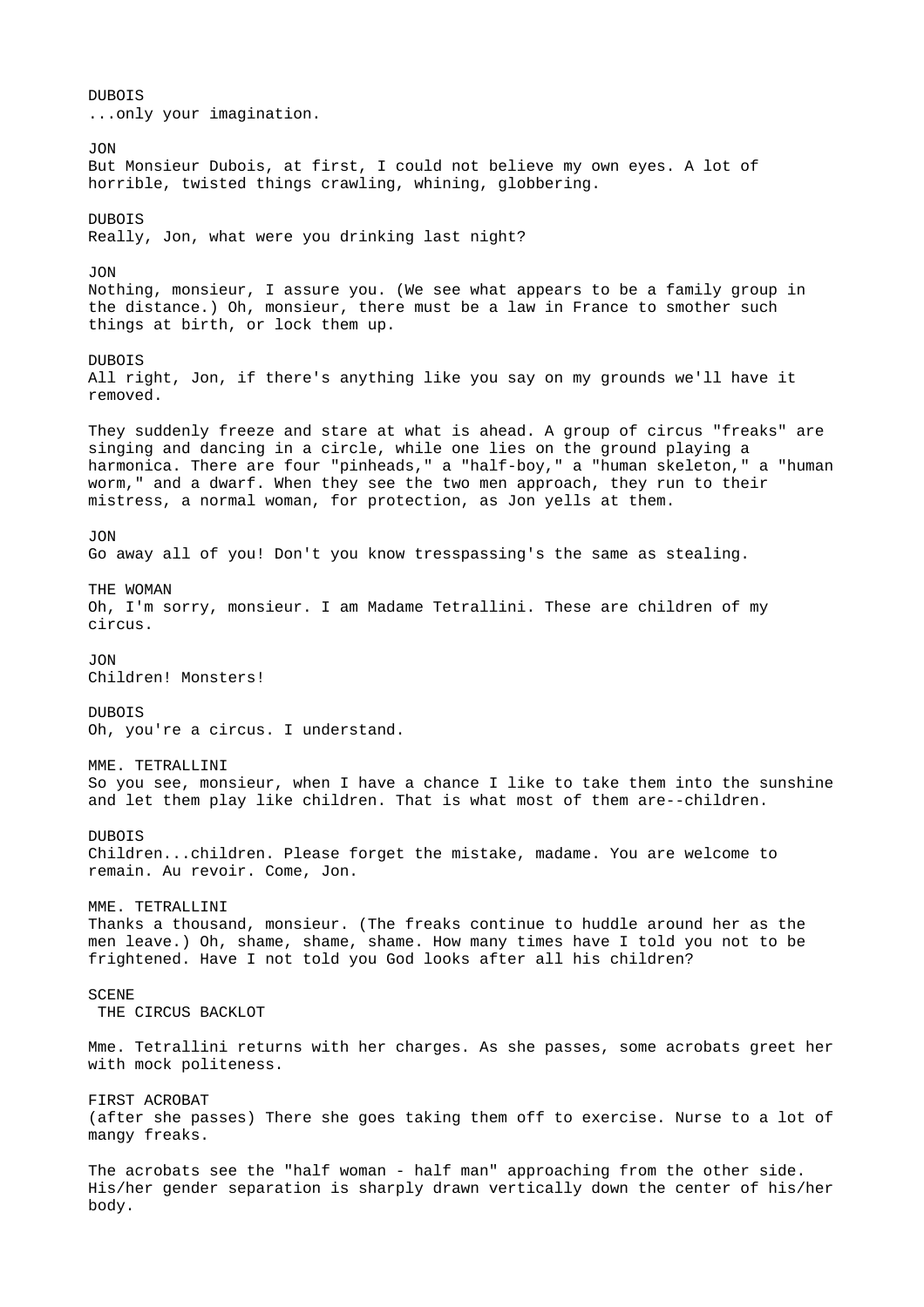DUBOIS
...only your imagination.

JON
But Monsieur Dubois, at first, I could not believe my own eyes. A lot of horrible, twisted things crawling, whining, globbering.

DUBOIS
Really, Jon, what were you drinking last night?

JON
Nothing, monsieur, I assure you. (We see what appears to be a family group in the distance.) Oh, monsieur, there must be a law in France to smother such things at birth, or lock them up.

DUBOIS
All right, Jon, if there's anything like you say on my grounds we'll have it removed.

They suddenly freeze and stare at what is ahead. A group of circus "freaks" are singing and dancing in a circle, while one lies on the ground playing a harmonica. There are four "pinheads," a "half-boy," a "human skeleton," a "human worm," and a dwarf. When they see the two men approach, they run to their mistress, a normal woman, for protection, as Jon yells at them.

JON
Go away all of you! Don't you know tresspassing's the same as stealing.

THE WOMAN
Oh, I'm sorry, monsieur. I am Madame Tetrallini. These are children of my circus.

JON
Children! Monsters!

DUBOIS
Oh, you're a circus. I understand.

MME. TETRALLINI
So you see, monsieur, when I have a chance I like to take them into the sunshine and let them play like children. That is what most of them are--children.

DUBOIS
Children...children. Please forget the mistake, madame. You are welcome to remain. Au revoir. Come, Jon.

MME. TETRALLINI
Thanks a thousand, monsieur. (The freaks continue to huddle around her as the men leave.) Oh, shame, shame, shame. How many times have I told you not to be frightened. Have I not told you God looks after all his children?

SCENE
THE CIRCUS BACKLOT

Mme. Tetrallini returns with her charges. As she passes, some acrobats greet her with mock politeness.

FIRST ACROBAT
(after she passes) There she goes taking them off to exercise. Nurse to a lot of mangy freaks.

The acrobats see the "half woman - half man" approaching from the other side. His/her gender separation is sharply drawn vertically down the center of his/her body.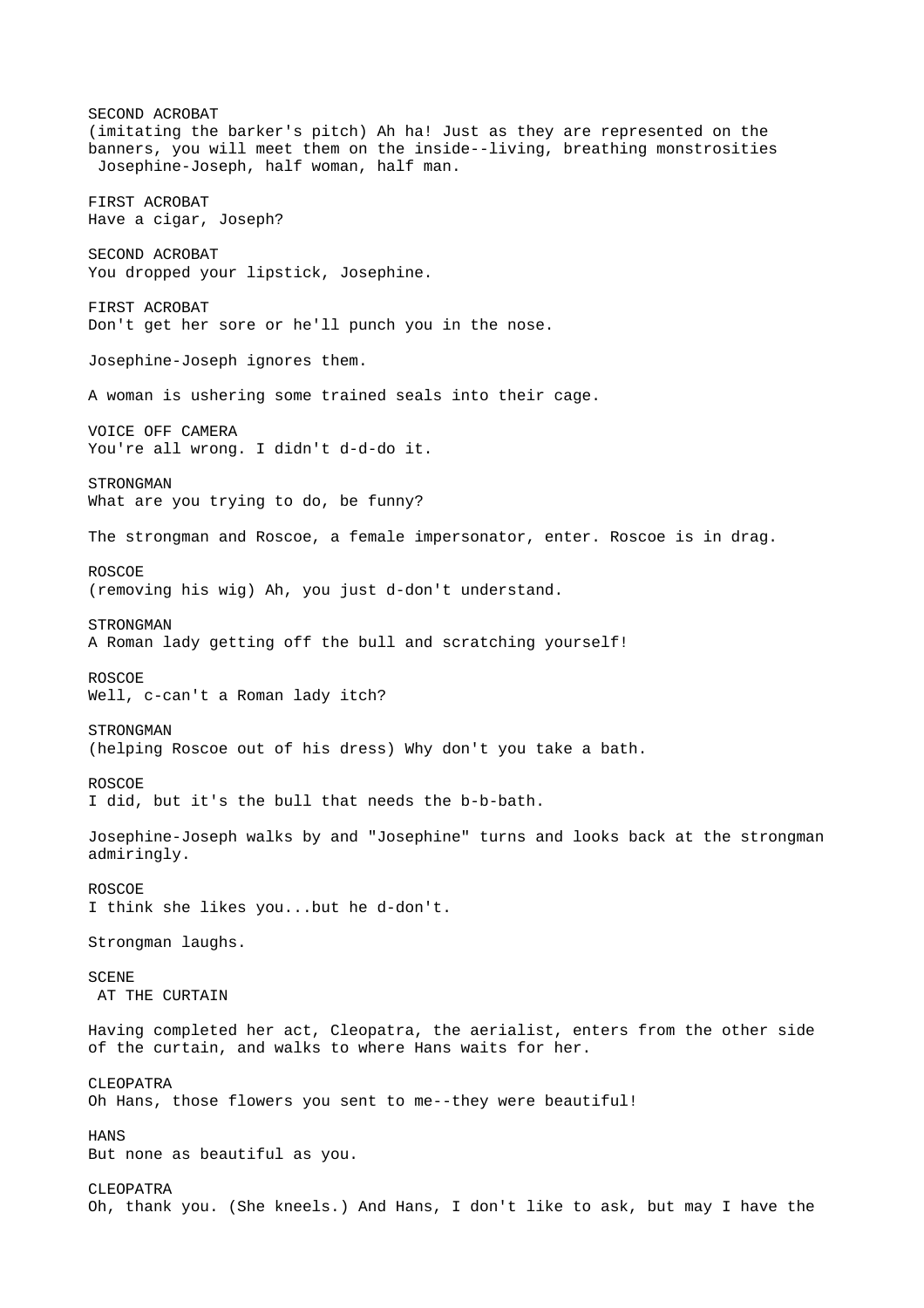SECOND ACROBAT
(imitating the barker's pitch) Ah ha! Just as they are represented on the banners, you will meet them on the inside--living, breathing monstrosities Josephine-Joseph, half woman, half man.

FIRST ACROBAT
Have a cigar, Joseph?

SECOND ACROBAT
You dropped your lipstick, Josephine.

FIRST ACROBAT
Don't get her sore or he'll punch you in the nose.

Josephine-Joseph ignores them.

A woman is ushering some trained seals into their cage.

VOICE OFF CAMERA
You're all wrong. I didn't d-d-do it.

STRONGMAN
What are you trying to do, be funny?

The strongman and Roscoe, a female impersonator, enter. Roscoe is in drag.

ROSCOE
(removing his wig) Ah, you just d-don't understand.

STRONGMAN
A Roman lady getting off the bull and scratching yourself!

ROSCOE
Well, c-can't a Roman lady itch?

STRONGMAN
(helping Roscoe out of his dress) Why don't you take a bath.

ROSCOE
I did, but it's the bull that needs the b-b-bath.

Josephine-Joseph walks by and "Josephine" turns and looks back at the strongman admiringly.

ROSCOE
I think she likes you...but he d-don't.

Strongman laughs.

SCENE
AT THE CURTAIN

Having completed her act, Cleopatra, the aerialist, enters from the other side of the curtain, and walks to where Hans waits for her.

CLEOPATRA
Oh Hans, those flowers you sent to me--they were beautiful!

HANS
But none as beautiful as you.

CLEOPATRA
Oh, thank you. (She kneels.) And Hans, I don't like to ask, but may I have the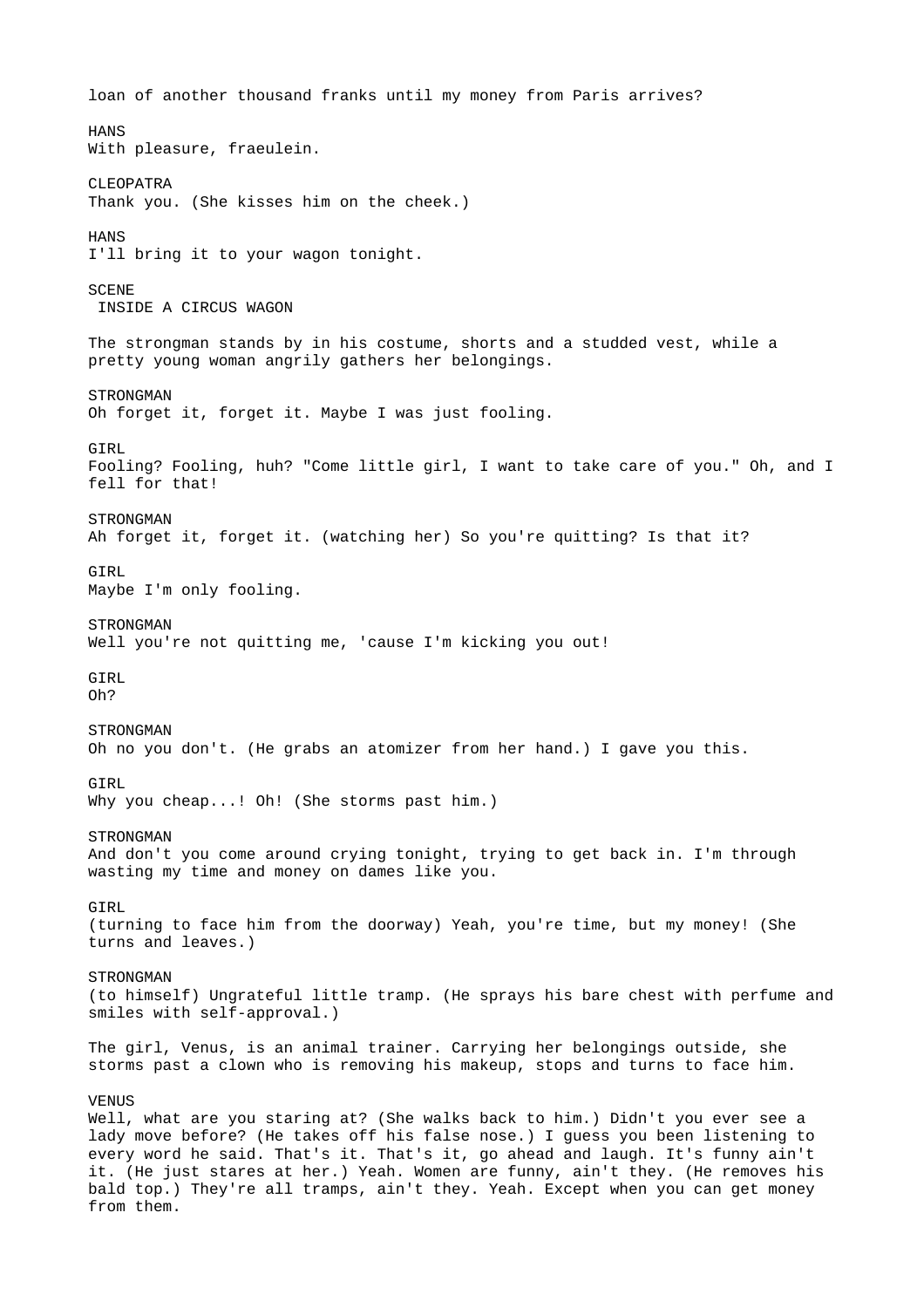loan of another thousand franks until my money from Paris arrives?

HANS
With pleasure, fraeulein.

CLEOPATRA
Thank you. (She kisses him on the cheek.)

HANS
I'll bring it to your wagon tonight.

SCENE
INSIDE A CIRCUS WAGON

The strongman stands by in his costume, shorts and a studded vest, while a pretty young woman angrily gathers her belongings.

STRONGMAN
Oh forget it, forget it. Maybe I was just fooling.

GIRL
Fooling? Fooling, huh? "Come little girl, I want to take care of you." Oh, and I fell for that!

STRONGMAN
Ah forget it, forget it. (watching her) So you're quitting? Is that it?

GIRL
Maybe I'm only fooling.

STRONGMAN
Well you're not quitting me, 'cause I'm kicking you out!

GIRL
Oh?

STRONGMAN
Oh no you don't. (He grabs an atomizer from her hand.) I gave you this.

GIRL
Why you cheap...! Oh! (She storms past him.)

STRONGMAN
And don't you come around crying tonight, trying to get back in. I'm through wasting my time and money on dames like you.

GIRL
(turning to face him from the doorway) Yeah, you're time, but my money! (She turns and leaves.)

STRONGMAN
(to himself) Ungrateful little tramp. (He sprays his bare chest with perfume and smiles with self-approval.)

The girl, Venus, is an animal trainer. Carrying her belongings outside, she storms past a clown who is removing his makeup, stops and turns to face him.

VENUS
Well, what are you staring at? (She walks back to him.) Didn't you ever see a lady move before? (He takes off his false nose.) I guess you been listening to every word he said. That's it. That's it, go ahead and laugh. It's funny ain't it. (He just stares at her.) Yeah. Women are funny, ain't they. (He removes his bald top.) They're all tramps, ain't they. Yeah. Except when you can get money from them.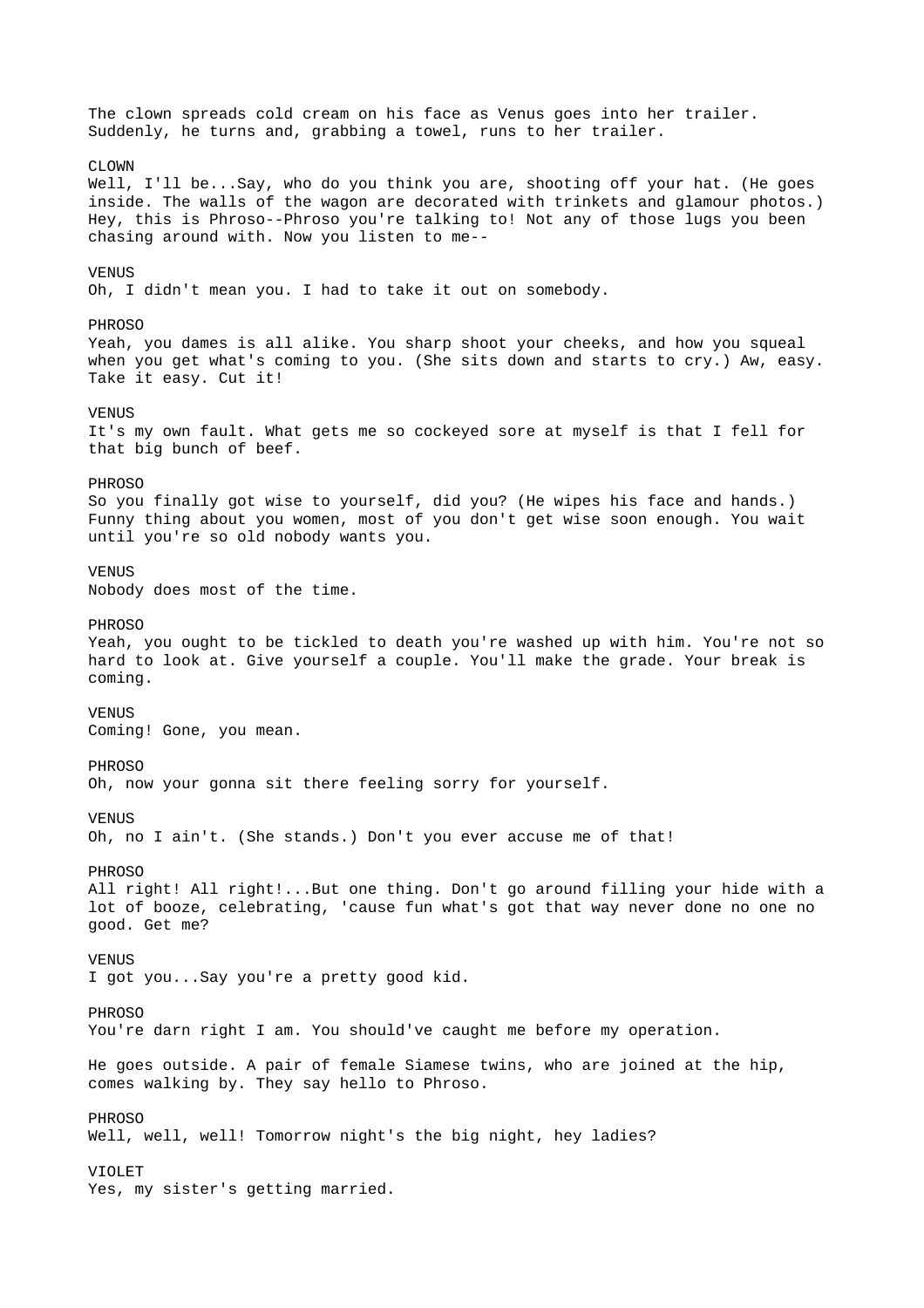The clown spreads cold cream on his face as Venus goes into her trailer. Suddenly, he turns and, grabbing a towel, runs to her trailer.

CLOWN
Well, I'll be...Say, who do you think you are, shooting off your hat. (He goes inside. The walls of the wagon are decorated with trinkets and glamour photos.) Hey, this is Phroso--Phroso you're talking to! Not any of those lugs you been chasing around with. Now you listen to me--

VENUS
Oh, I didn't mean you. I had to take it out on somebody.

PHROSO
Yeah, you dames is all alike. You sharp shoot your cheeks, and how you squeal when you get what's coming to you. (She sits down and starts to cry.) Aw, easy. Take it easy. Cut it!

VENUS
It's my own fault. What gets me so cockeyed sore at myself is that I fell for that big bunch of beef.

PHROSO
So you finally got wise to yourself, did you? (He wipes his face and hands.) Funny thing about you women, most of you don't get wise soon enough. You wait until you're so old nobody wants you.

VENUS
Nobody does most of the time.

PHROSO
Yeah, you ought to be tickled to death you're washed up with him. You're not so hard to look at. Give yourself a couple. You'll make the grade. Your break is coming.

VENUS
Coming! Gone, you mean.

PHROSO
Oh, now your gonna sit there feeling sorry for yourself.

VENUS
Oh, no I ain't. (She stands.) Don't you ever accuse me of that!

PHROSO
All right! All right!...But one thing. Don't go around filling your hide with a lot of booze, celebrating, 'cause fun what's got that way never done no one no good. Get me?

VENUS
I got you...Say you're a pretty good kid.

PHROSO
You're darn right I am. You should've caught me before my operation.

He goes outside. A pair of female Siamese twins, who are joined at the hip, comes walking by. They say hello to Phroso.

PHROSO
Well, well, well! Tomorrow night's the big night, hey ladies?

VIOLET
Yes, my sister's getting married.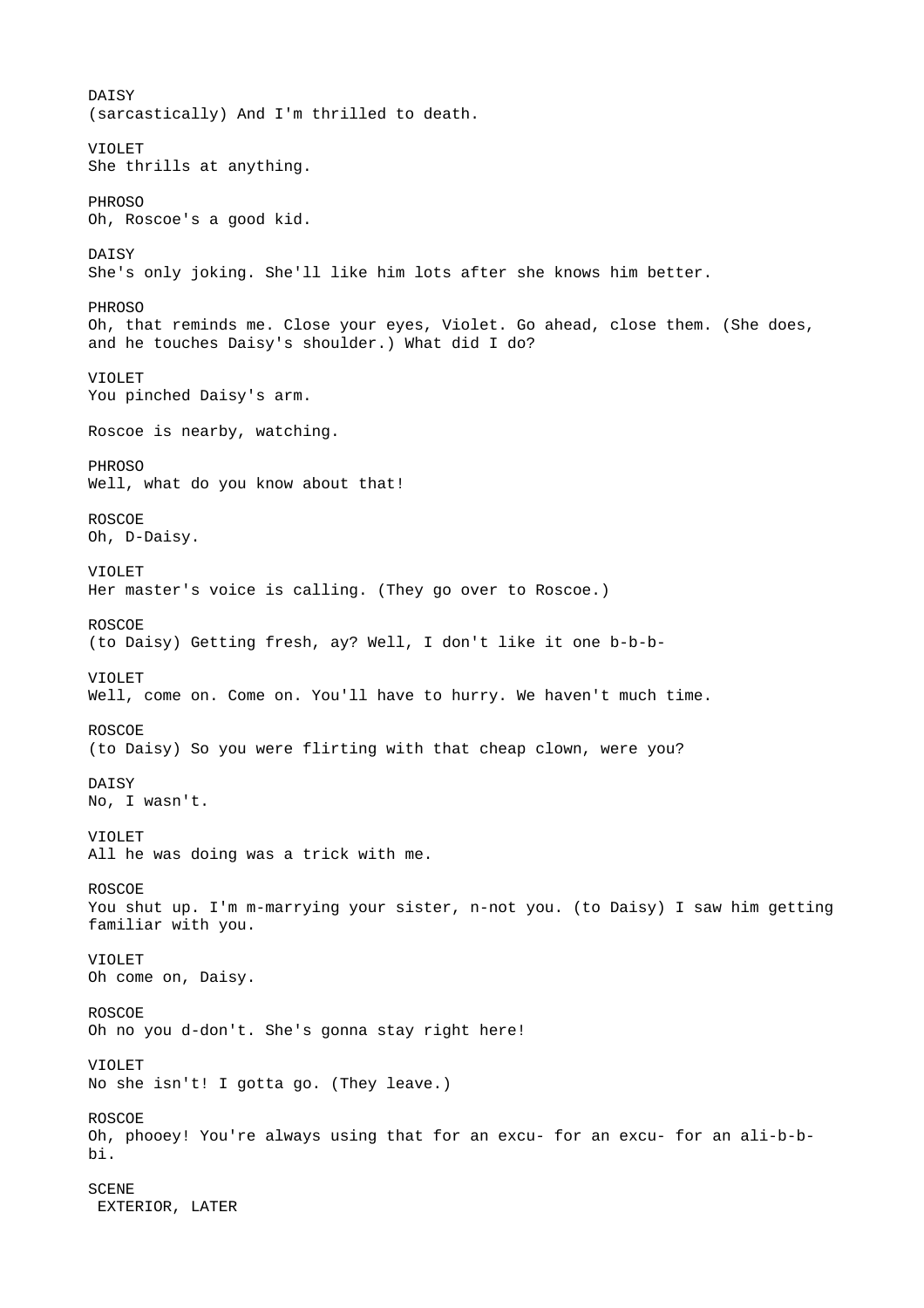DAISY
(sarcastically) And I'm thrilled to death.

VIOLET
She thrills at anything.

PHROSO
Oh, Roscoe's a good kid.

DAISY
She's only joking. She'll like him lots after she knows him better.

PHROSO
Oh, that reminds me. Close your eyes, Violet. Go ahead, close them. (She does, and he touches Daisy's shoulder.) What did I do?

VIOLET
You pinched Daisy's arm.

Roscoe is nearby, watching.

PHROSO
Well, what do you know about that!

ROSCOE
Oh, D-Daisy.

VIOLET
Her master's voice is calling. (They go over to Roscoe.)

ROSCOE
(to Daisy) Getting fresh, ay? Well, I don't like it one b-b-b-

VIOLET
Well, come on. Come on. You'll have to hurry. We haven't much time.

ROSCOE
(to Daisy) So you were flirting with that cheap clown, were you?

DAISY
No, I wasn't.

VIOLET
All he was doing was a trick with me.

ROSCOE
You shut up. I'm m-marrying your sister, n-not you. (to Daisy) I saw him getting familiar with you.

VIOLET
Oh come on, Daisy.

ROSCOE
Oh no you d-don't. She's gonna stay right here!

VIOLET
No she isn't! I gotta go. (They leave.)

ROSCOE
Oh, phooey! You're always using that for an excu- for an excu- for an ali-b-b-bi.

SCENE
EXTERIOR, LATER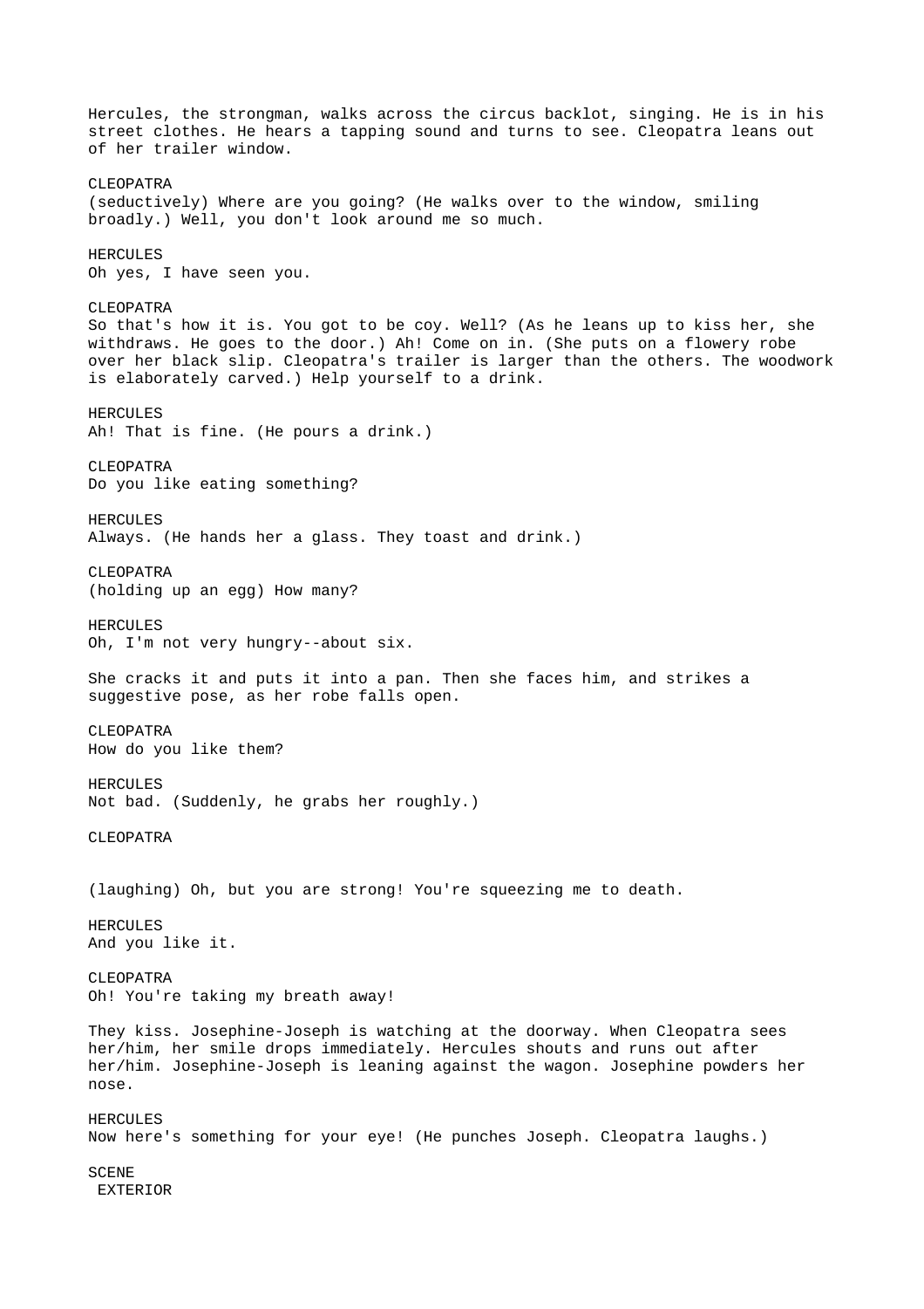Hercules, the strongman, walks across the circus backlot, singing. He is in his street clothes. He hears a tapping sound and turns to see. Cleopatra leans out of her trailer window.

CLEOPATRA
(seductively) Where are you going? (He walks over to the window, smiling broadly.) Well, you don't look around me so much.

HERCULES
Oh yes, I have seen you.

CLEOPATRA
So that's how it is. You got to be coy. Well? (As he leans up to kiss her, she withdraws. He goes to the door.) Ah! Come on in. (She puts on a flowery robe over her black slip. Cleopatra's trailer is larger than the others. The woodwork is elaborately carved.) Help yourself to a drink.

HERCULES
Ah! That is fine. (He pours a drink.)

CLEOPATRA
Do you like eating something?

HERCULES
Always. (He hands her a glass. They toast and drink.)

CLEOPATRA
(holding up an egg) How many?

HERCULES
Oh, I'm not very hungry--about six.

She cracks it and puts it into a pan. Then she faces him, and strikes a suggestive pose, as her robe falls open.

CLEOPATRA
How do you like them?

HERCULES
Not bad. (Suddenly, he grabs her roughly.)

CLEOPATRA

(laughing) Oh, but you are strong! You're squeezing me to death.

HERCULES
And you like it.

CLEOPATRA
Oh! You're taking my breath away!

They kiss. Josephine-Joseph is watching at the doorway. When Cleopatra sees her/him, her smile drops immediately. Hercules shouts and runs out after her/him. Josephine-Joseph is leaning against the wagon. Josephine powders her nose.

HERCULES
Now here's something for your eye! (He punches Joseph. Cleopatra laughs.)

SCENE
EXTERIOR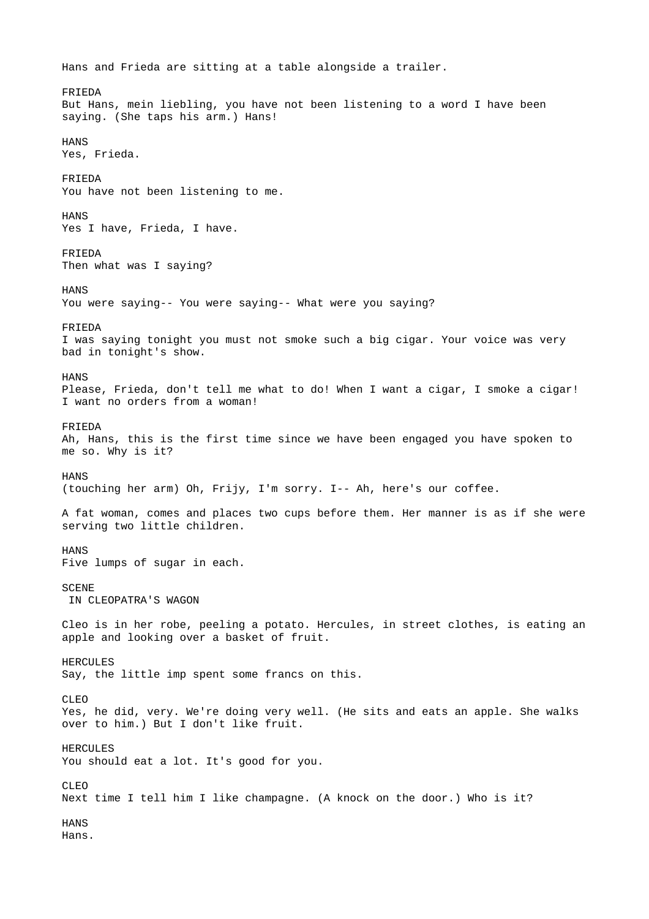Hans and Frieda are sitting at a table alongside a trailer.

FRIEDA
But Hans, mein liebling, you have not been listening to a word I have been saying. (She taps his arm.) Hans!

HANS
Yes, Frieda.

FRIEDA
You have not been listening to me.

HANS
Yes I have, Frieda, I have.

FRIEDA
Then what was I saying?

HANS
You were saying-- You were saying-- What were you saying?

FRIEDA
I was saying tonight you must not smoke such a big cigar. Your voice was very bad in tonight's show.

HANS
Please, Frieda, don't tell me what to do! When I want a cigar, I smoke a cigar! I want no orders from a woman!

FRIEDA
Ah, Hans, this is the first time since we have been engaged you have spoken to me so. Why is it?

HANS
(touching her arm) Oh, Frijy, I'm sorry. I-- Ah, here's our coffee.

A fat woman, comes and places two cups before them. Her manner is as if she were serving two little children.

HANS
Five lumps of sugar in each.

SCENE
IN CLEOPATRA'S WAGON

Cleo is in her robe, peeling a potato. Hercules, in street clothes, is eating an apple and looking over a basket of fruit.

HERCULES
Say, the little imp spent some francs on this.

CLEO
Yes, he did, very. We're doing very well. (He sits and eats an apple. She walks over to him.) But I don't like fruit.

HERCULES
You should eat a lot. It's good for you.

CLEO
Next time I tell him I like champagne. (A knock on the door.) Who is it?

HANS
Hans.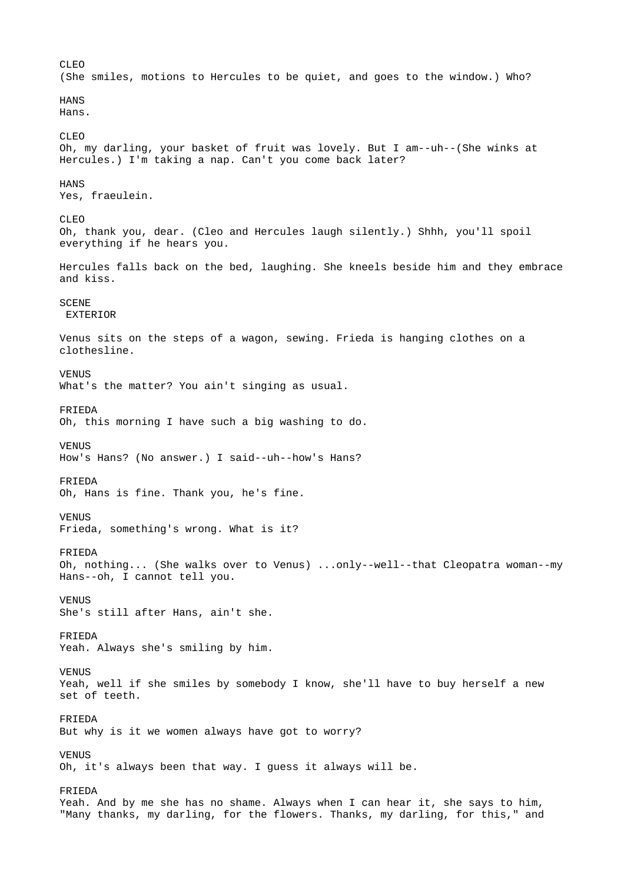CLEO
(She smiles, motions to Hercules to be quiet, and goes to the window.) Who?

HANS
Hans.

CLEO
Oh, my darling, your basket of fruit was lovely. But I am--uh--(She winks at Hercules.) I'm taking a nap. Can't you come back later?

HANS
Yes, fraeulein.

CLEO
Oh, thank you, dear. (Cleo and Hercules laugh silently.) Shhh, you'll spoil everything if he hears you.

Hercules falls back on the bed, laughing. She kneels beside him and they embrace and kiss.

SCENE
EXTERIOR

Venus sits on the steps of a wagon, sewing. Frieda is hanging clothes on a clothesline.

VENUS
What's the matter? You ain't singing as usual.

FRIEDA
Oh, this morning I have such a big washing to do.

VENUS
How's Hans? (No answer.) I said--uh--how's Hans?

FRIEDA
Oh, Hans is fine. Thank you, he's fine.

VENUS
Frieda, something's wrong. What is it?

FRIEDA
Oh, nothing... (She walks over to Venus) ...only--well--that Cleopatra woman--my Hans--oh, I cannot tell you.

VENUS
She's still after Hans, ain't she.

FRIEDA
Yeah. Always she's smiling by him.

VENUS
Yeah, well if she smiles by somebody I know, she'll have to buy herself a new set of teeth.

FRIEDA
But why is it we women always have got to worry?

VENUS
Oh, it's always been that way. I guess it always will be.

FRIEDA
Yeah. And by me she has no shame. Always when I can hear it, she says to him, "Many thanks, my darling, for the flowers. Thanks, my darling, for this," and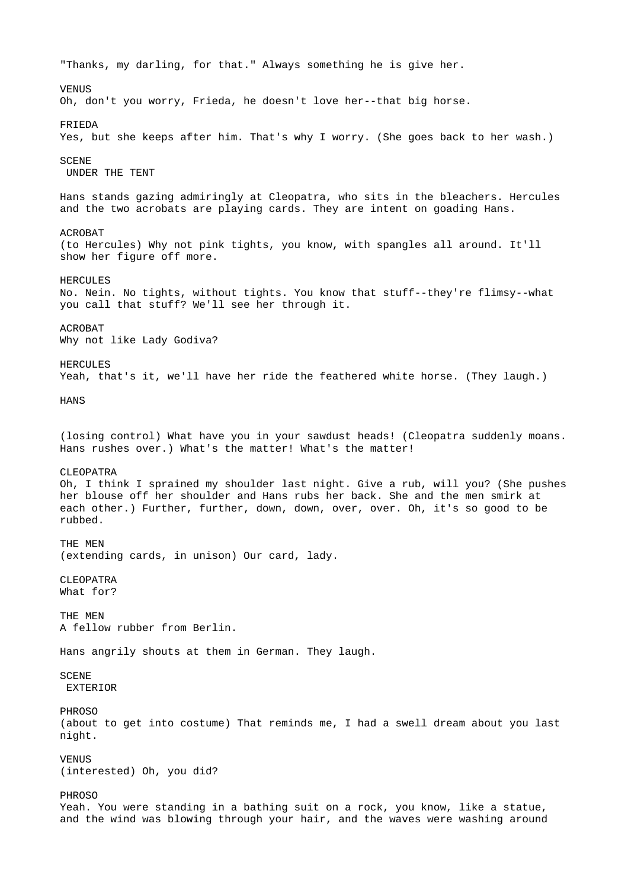"Thanks, my darling, for that." Always something he is give her.

VENUS
Oh, don't you worry, Frieda, he doesn't love her--that big horse.

FRIEDA
Yes, but she keeps after him. That's why I worry. (She goes back to her wash.)

SCENE
UNDER THE TENT

Hans stands gazing admiringly at Cleopatra, who sits in the bleachers. Hercules and the two acrobats are playing cards. They are intent on goading Hans.

ACROBAT
(to Hercules) Why not pink tights, you know, with spangles all around. It'll show her figure off more.

HERCULES
No. Nein. No tights, without tights. You know that stuff--they're flimsy--what you call that stuff? We'll see her through it.

ACROBAT
Why not like Lady Godiva?

HERCULES
Yeah, that's it, we'll have her ride the feathered white horse. (They laugh.)

HANS

(losing control) What have you in your sawdust heads! (Cleopatra suddenly moans. Hans rushes over.) What's the matter! What's the matter!

CLEOPATRA
Oh, I think I sprained my shoulder last night. Give a rub, will you? (She pushes her blouse off her shoulder and Hans rubs her back. She and the men smirk at each other.) Further, further, down, down, over, over. Oh, it's so good to be rubbed.

THE MEN
(extending cards, in unison) Our card, lady.

CLEOPATRA
What for?

THE MEN
A fellow rubber from Berlin.

Hans angrily shouts at them in German. They laugh.

SCENE
EXTERIOR

PHROSO
(about to get into costume) That reminds me, I had a swell dream about you last night.

VENUS
(interested) Oh, you did?

PHROSO
Yeah. You were standing in a bathing suit on a rock, you know, like a statue, and the wind was blowing through your hair, and the waves were washing around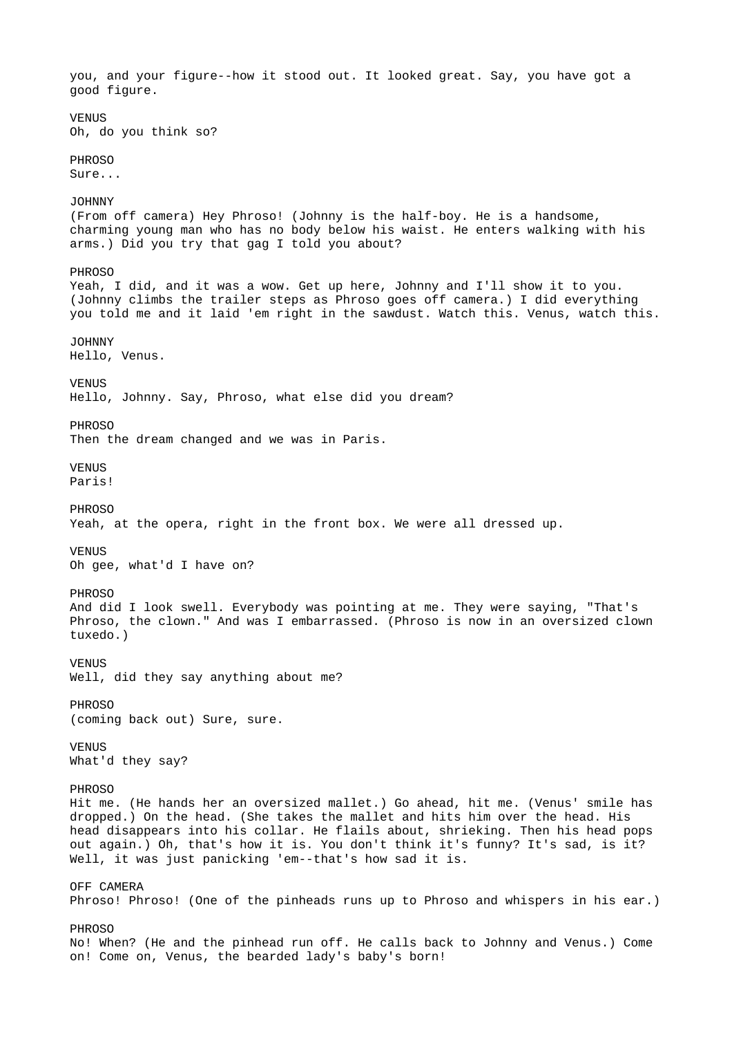you, and your figure--how it stood out. It looked great. Say, you have got a good figure.

VENUS
Oh, do you think so?

PHROSO
Sure...

JOHNNY
(From off camera) Hey Phroso! (Johnny is the half-boy. He is a handsome, charming young man who has no body below his waist. He enters walking with his arms.) Did you try that gag I told you about?

PHROSO
Yeah, I did, and it was a wow. Get up here, Johnny and I'll show it to you. (Johnny climbs the trailer steps as Phroso goes off camera.) I did everything you told me and it laid 'em right in the sawdust. Watch this. Venus, watch this.

JOHNNY
Hello, Venus.

VENUS
Hello, Johnny. Say, Phroso, what else did you dream?

PHROSO
Then the dream changed and we was in Paris.

VENUS
Paris!

PHROSO
Yeah, at the opera, right in the front box. We were all dressed up.

VENUS
Oh gee, what'd I have on?

PHROSO
And did I look swell. Everybody was pointing at me. They were saying, "That's Phroso, the clown." And was I embarrassed. (Phroso is now in an oversized clown tuxedo.)

VENUS
Well, did they say anything about me?

PHROSO
(coming back out) Sure, sure.

VENUS
What'd they say?

PHROSO
Hit me. (He hands her an oversized mallet.) Go ahead, hit me. (Venus' smile has dropped.) On the head. (She takes the mallet and hits him over the head. His head disappears into his collar. He flails about, shrieking. Then his head pops out again.) Oh, that's how it is. You don't think it's funny? It's sad, is it? Well, it was just panicking 'em--that's how sad it is.

OFF CAMERA
Phroso! Phroso! (One of the pinheads runs up to Phroso and whispers in his ear.)

PHROSO
No! When? (He and the pinhead run off. He calls back to Johnny and Venus.) Come on! Come on, Venus, the bearded lady's baby's born!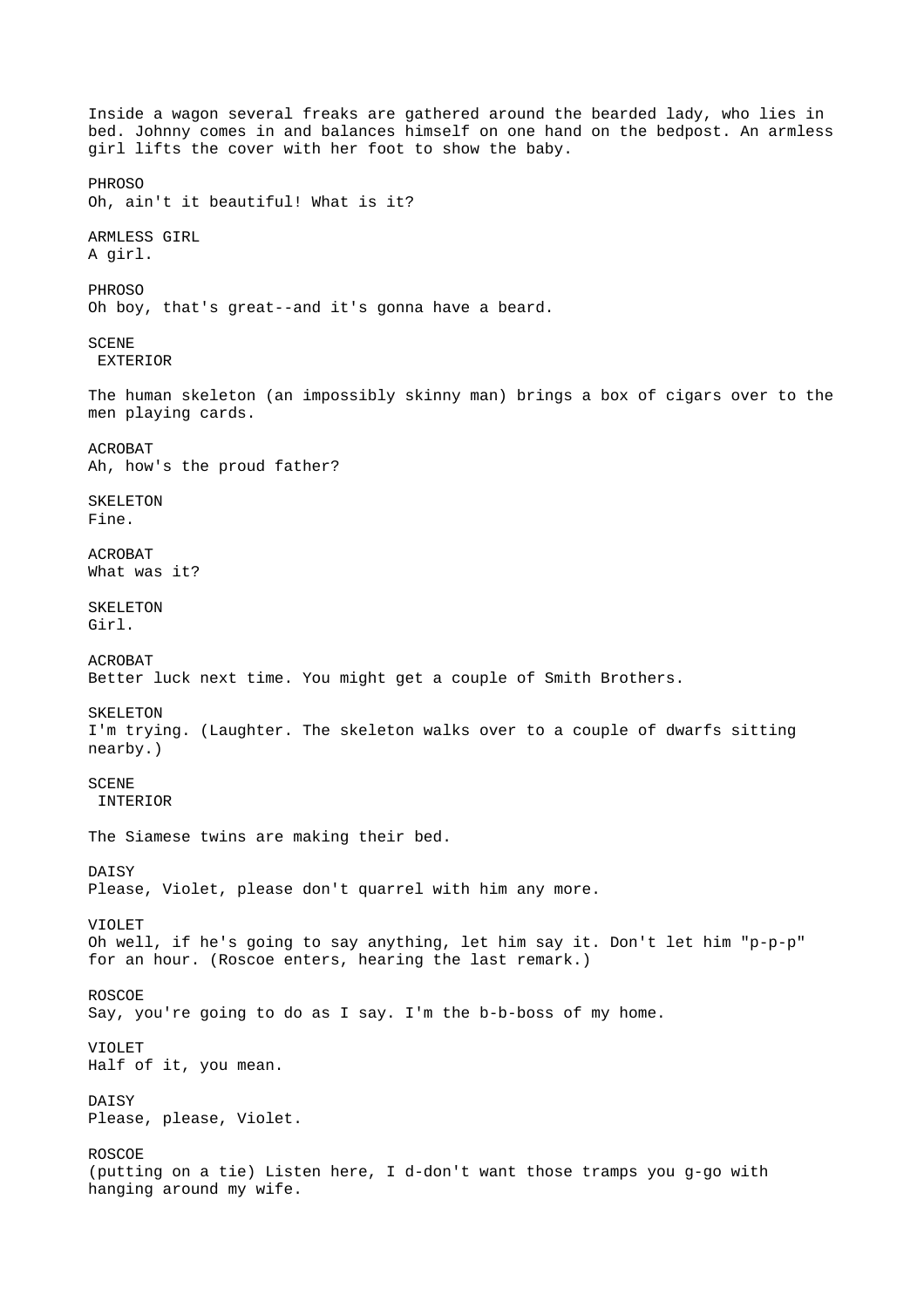Inside a wagon several freaks are gathered around the bearded lady, who lies in bed. Johnny comes in and balances himself on one hand on the bedpost. An armless girl lifts the cover with her foot to show the baby.

PHROSO
Oh, ain't it beautiful! What is it?

ARMLESS GIRL
A girl.

PHROSO
Oh boy, that's great--and it's gonna have a beard.

SCENE
EXTERIOR

The human skeleton (an impossibly skinny man) brings a box of cigars over to the men playing cards.

ACROBAT
Ah, how's the proud father?

SKELETON
Fine.

ACROBAT
What was it?

SKELETON
Girl.

ACROBAT
Better luck next time. You might get a couple of Smith Brothers.

SKELETON
I'm trying. (Laughter. The skeleton walks over to a couple of dwarfs sitting nearby.)

SCENE
INTERIOR

The Siamese twins are making their bed.

DAISY
Please, Violet, please don't quarrel with him any more.

VIOLET
Oh well, if he's going to say anything, let him say it. Don't let him "p-p-p" for an hour. (Roscoe enters, hearing the last remark.)

ROSCOE
Say, you're going to do as I say. I'm the b-b-boss of my home.

VIOLET
Half of it, you mean.

DAISY
Please, please, Violet.

ROSCOE
(putting on a tie) Listen here, I d-don't want those tramps you g-go with hanging around my wife.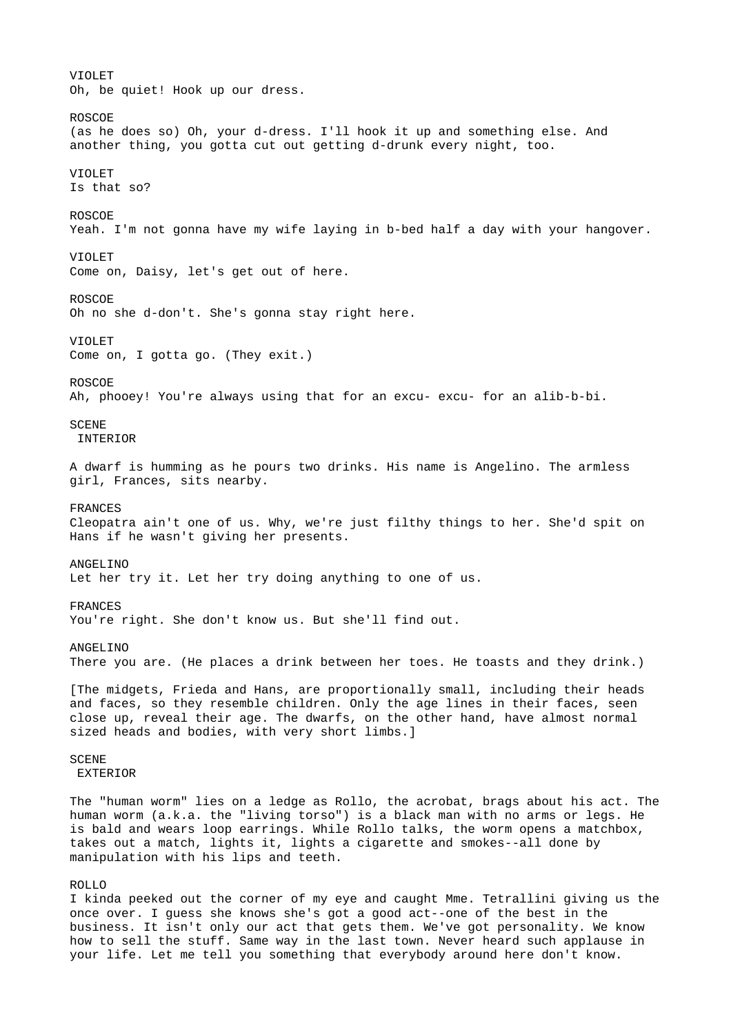VIOLET
Oh, be quiet! Hook up our dress.

ROSCOE
(as he does so) Oh, your d-dress. I'll hook it up and something else. And another thing, you gotta cut out getting d-drunk every night, too.

VIOLET
Is that so?

ROSCOE
Yeah. I'm not gonna have my wife laying in b-bed half a day with your hangover.

VIOLET
Come on, Daisy, let's get out of here.

ROSCOE
Oh no she d-don't. She's gonna stay right here.

VIOLET
Come on, I gotta go. (They exit.)

ROSCOE
Ah, phooey! You're always using that for an excu- excu- for an alib-b-bi.

SCENE
INTERIOR

A dwarf is humming as he pours two drinks. His name is Angelino. The armless girl, Frances, sits nearby.

FRANCES
Cleopatra ain't one of us. Why, we're just filthy things to her. She'd spit on Hans if he wasn't giving her presents.

ANGELINO
Let her try it. Let her try doing anything to one of us.

FRANCES
You're right. She don't know us. But she'll find out.

ANGELINO
There you are. (He places a drink between her toes. He toasts and they drink.)

[The midgets, Frieda and Hans, are proportionally small, including their heads and faces, so they resemble children. Only the age lines in their faces, seen close up, reveal their age. The dwarfs, on the other hand, have almost normal sized heads and bodies, with very short limbs.]

SCENE
EXTERIOR

The "human worm" lies on a ledge as Rollo, the acrobat, brags about his act. The human worm (a.k.a. the "living torso") is a black man with no arms or legs. He is bald and wears loop earrings. While Rollo talks, the worm opens a matchbox, takes out a match, lights it, lights a cigarette and smokes--all done by manipulation with his lips and teeth.

ROLLO
I kinda peeked out the corner of my eye and caught Mme. Tetrallini giving us the once over. I guess she knows she's got a good act--one of the best in the business. It isn't only our act that gets them. We've got personality. We know how to sell the stuff. Same way in the last town. Never heard such applause in your life. Let me tell you something that everybody around here don't know.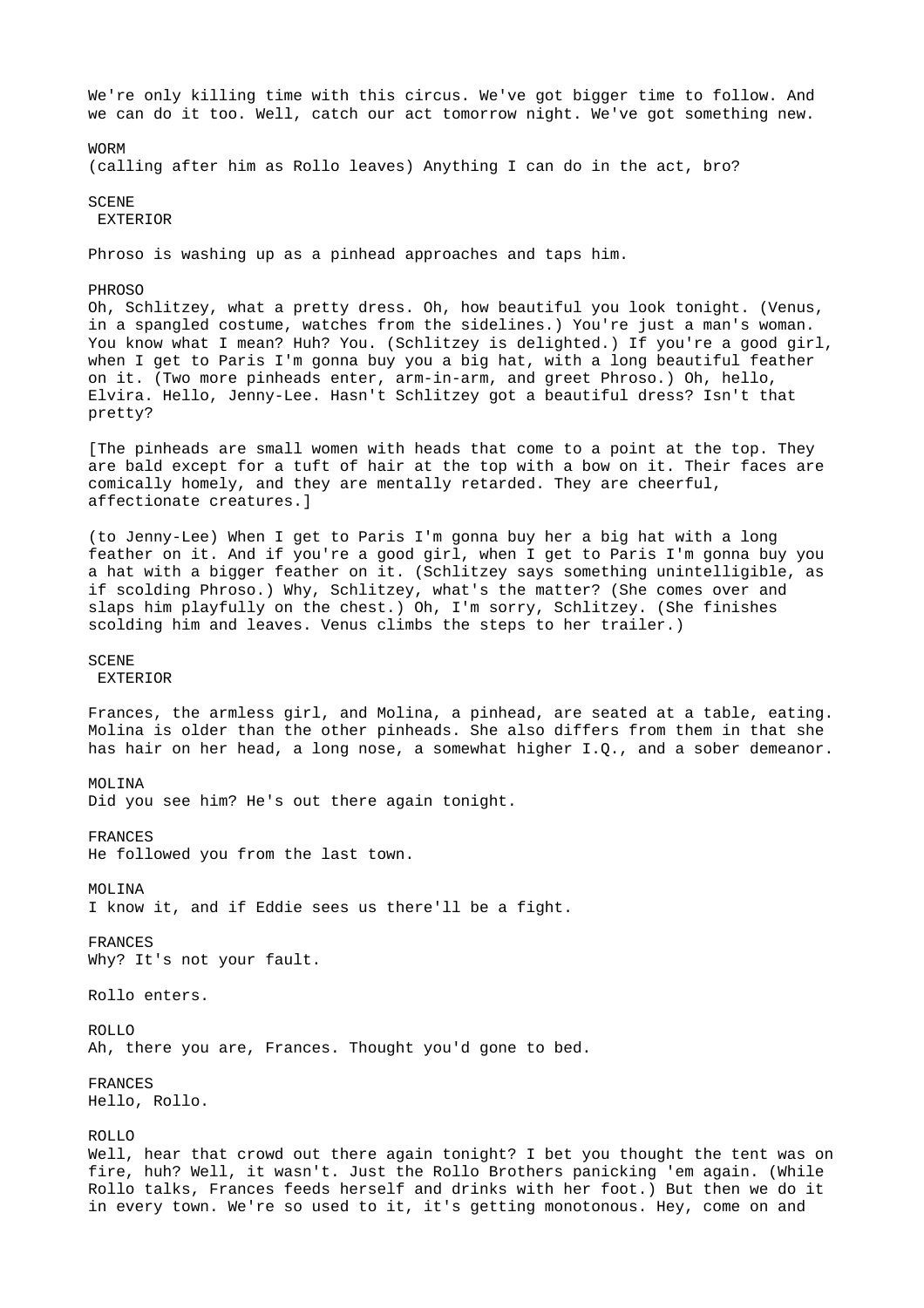We're only killing time with this circus. We've got bigger time to follow. And we can do it too. Well, catch our act tomorrow night. We've got something new.

WORM
(calling after him as Rollo leaves) Anything I can do in the act, bro?

SCENE
EXTERIOR

Phroso is washing up as a pinhead approaches and taps him.

PHROSO
Oh, Schlitzey, what a pretty dress. Oh, how beautiful you look tonight. (Venus, in a spangled costume, watches from the sidelines.) You're just a man's woman. You know what I mean? Huh? You. (Schlitzey is delighted.) If you're a good girl, when I get to Paris I'm gonna buy you a big hat, with a long beautiful feather on it. (Two more pinheads enter, arm-in-arm, and greet Phroso.) Oh, hello, Elvira. Hello, Jenny-Lee. Hasn't Schlitzey got a beautiful dress? Isn't that pretty?

[The pinheads are small women with heads that come to a point at the top. They are bald except for a tuft of hair at the top with a bow on it. Their faces are comically homely, and they are mentally retarded. They are cheerful, affectionate creatures.]

(to Jenny-Lee) When I get to Paris I'm gonna buy her a big hat with a long feather on it. And if you're a good girl, when I get to Paris I'm gonna buy you a hat with a bigger feather on it. (Schlitzey says something unintelligible, as if scolding Phroso.) Why, Schlitzey, what's the matter? (She comes over and slaps him playfully on the chest.) Oh, I'm sorry, Schlitzey. (She finishes scolding him and leaves. Venus climbs the steps to her trailer.)

SCENE
EXTERIOR

Frances, the armless girl, and Molina, a pinhead, are seated at a table, eating. Molina is older than the other pinheads. She also differs from them in that she has hair on her head, a long nose, a somewhat higher I.Q., and a sober demeanor.

MOLINA
Did you see him? He's out there again tonight.

FRANCES
He followed you from the last town.

MOLINA
I know it, and if Eddie sees us there'll be a fight.

FRANCES
Why? It's not your fault.

Rollo enters.

ROLLO
Ah, there you are, Frances. Thought you'd gone to bed.

FRANCES
Hello, Rollo.

ROLLO
Well, hear that crowd out there again tonight? I bet you thought the tent was on fire, huh? Well, it wasn't. Just the Rollo Brothers panicking 'em again. (While Rollo talks, Frances feeds herself and drinks with her foot.) But then we do it in every town. We're so used to it, it's getting monotonous. Hey, come on and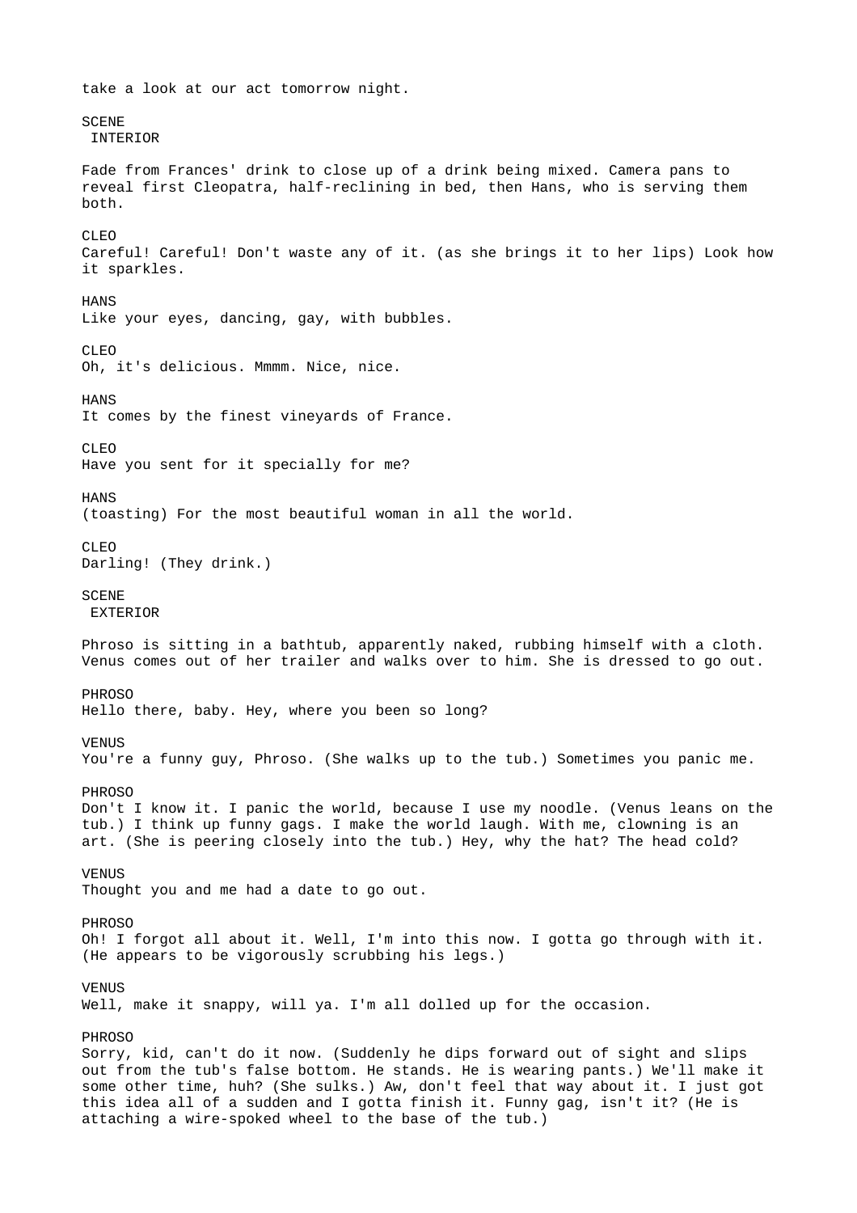take a look at our act tomorrow night.

SCENE
INTERIOR

Fade from Frances' drink to close up of a drink being mixed. Camera pans to reveal first Cleopatra, half-reclining in bed, then Hans, who is serving them both.

CLEO
Careful! Careful! Don't waste any of it. (as she brings it to her lips) Look how it sparkles.

HANS
Like your eyes, dancing, gay, with bubbles.

CLEO
Oh, it's delicious. Mmmm. Nice, nice.

HANS
It comes by the finest vineyards of France.

CLEO
Have you sent for it specially for me?

HANS
(toasting) For the most beautiful woman in all the world.

CLEO
Darling! (They drink.)

SCENE
EXTERIOR

Phroso is sitting in a bathtub, apparently naked, rubbing himself with a cloth. Venus comes out of her trailer and walks over to him. She is dressed to go out.

PHROSO
Hello there, baby. Hey, where you been so long?

VENUS
You're a funny guy, Phroso. (She walks up to the tub.) Sometimes you panic me.

PHROSO
Don't I know it. I panic the world, because I use my noodle. (Venus leans on the tub.) I think up funny gags. I make the world laugh. With me, clowning is an art. (She is peering closely into the tub.) Hey, why the hat? The head cold?

VENUS
Thought you and me had a date to go out.

PHROSO
Oh! I forgot all about it. Well, I'm into this now. I gotta go through with it. (He appears to be vigorously scrubbing his legs.)

VENUS
Well, make it snappy, will ya. I'm all dolled up for the occasion.

PHROSO
Sorry, kid, can't do it now. (Suddenly he dips forward out of sight and slips out from the tub's false bottom. He stands. He is wearing pants.) We'll make it some other time, huh? (She sulks.) Aw, don't feel that way about it. I just got this idea all of a sudden and I gotta finish it. Funny gag, isn't it? (He is attaching a wire-spoked wheel to the base of the tub.)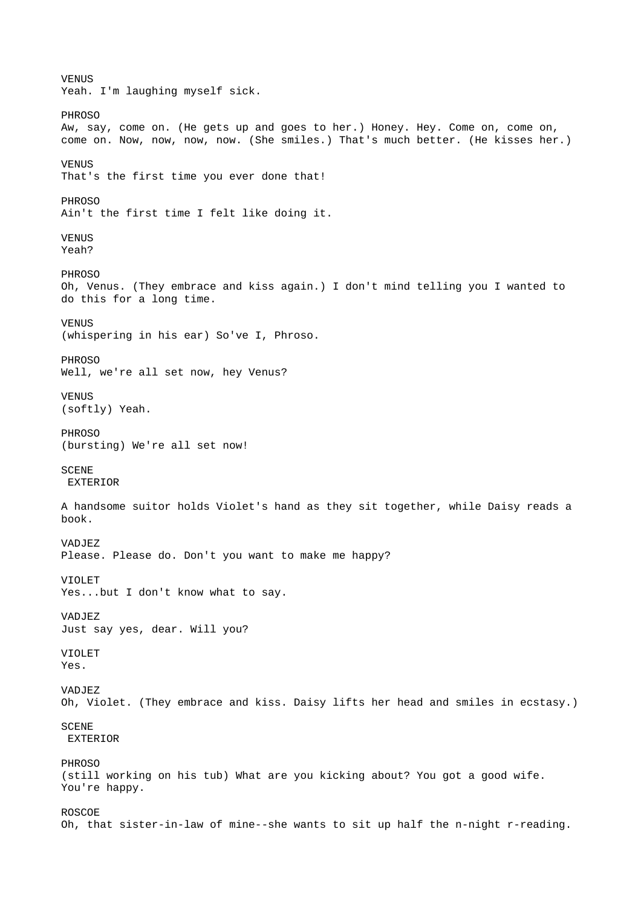VENUS
Yeah. I'm laughing myself sick.

PHROSO
Aw, say, come on. (He gets up and goes to her.) Honey. Hey. Come on, come on, come on. Now, now, now, now. (She smiles.) That's much better. (He kisses her.)

VENUS
That's the first time you ever done that!

PHROSO
Ain't the first time I felt like doing it.

VENUS
Yeah?

PHROSO
Oh, Venus. (They embrace and kiss again.) I don't mind telling you I wanted to do this for a long time.

VENUS
(whispering in his ear) So've I, Phroso.

PHROSO
Well, we're all set now, hey Venus?

VENUS
(softly) Yeah.

PHROSO
(bursting) We're all set now!

SCENE
EXTERIOR

A handsome suitor holds Violet's hand as they sit together, while Daisy reads a book.

VADJEZ
Please. Please do. Don't you want to make me happy?

VIOLET
Yes...but I don't know what to say.

VADJEZ
Just say yes, dear. Will you?

VIOLET
Yes.

VADJEZ
Oh, Violet. (They embrace and kiss. Daisy lifts her head and smiles in ecstasy.)

SCENE
EXTERIOR

PHROSO
(still working on his tub) What are you kicking about? You got a good wife. You're happy.

ROSCOE
Oh, that sister-in-law of mine--she wants to sit up half the n-night r-reading.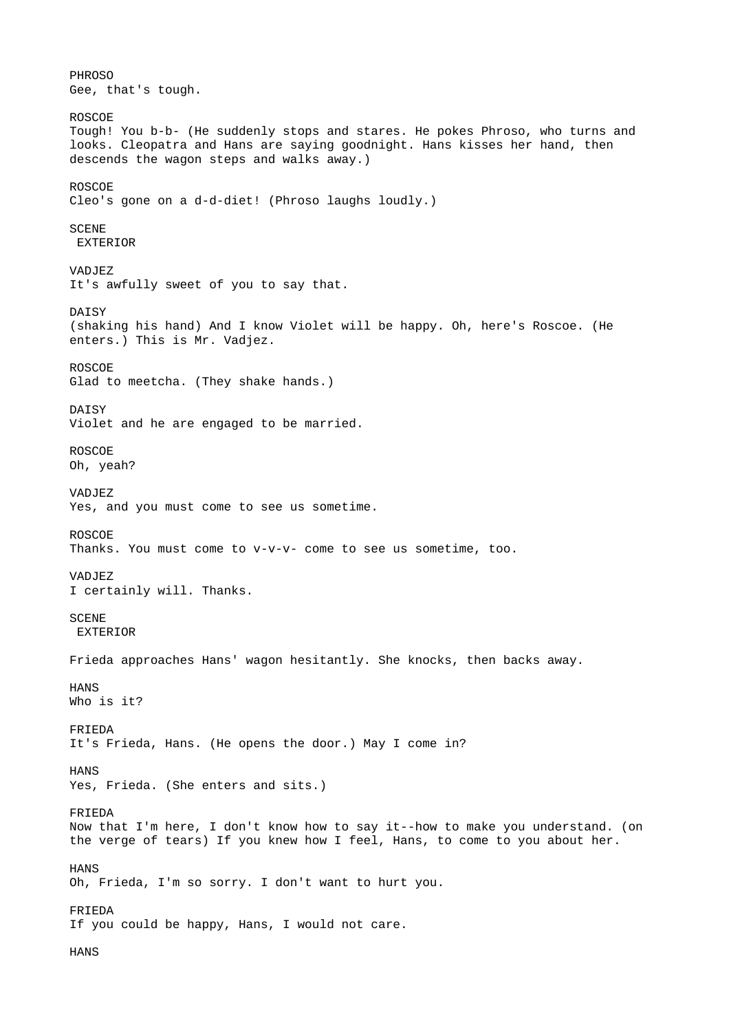PHROSO
Gee, that's tough.

ROSCOE
Tough! You b-b- (He suddenly stops and stares. He pokes Phroso, who turns and looks. Cleopatra and Hans are saying goodnight. Hans kisses her hand, then descends the wagon steps and walks away.)

ROSCOE
Cleo's gone on a d-d-diet! (Phroso laughs loudly.)

SCENE
EXTERIOR

VADJEZ
It's awfully sweet of you to say that.

DAISY
(shaking his hand) And I know Violet will be happy. Oh, here's Roscoe. (He enters.) This is Mr. Vadjez.

ROSCOE
Glad to meetcha. (They shake hands.)

DAISY
Violet and he are engaged to be married.

ROSCOE
Oh, yeah?

VADJEZ
Yes, and you must come to see us sometime.

ROSCOE
Thanks. You must come to v-v-v- come to see us sometime, too.

VADJEZ
I certainly will. Thanks.

SCENE
EXTERIOR

Frieda approaches Hans' wagon hesitantly. She knocks, then backs away.

HANS
Who is it?

FRIEDA
It's Frieda, Hans. (He opens the door.) May I come in?

HANS
Yes, Frieda. (She enters and sits.)

FRIEDA
Now that I'm here, I don't know how to say it--how to make you understand. (on the verge of tears) If you knew how I feel, Hans, to come to you about her.

HANS
Oh, Frieda, I'm so sorry. I don't want to hurt you.

FRIEDA
If you could be happy, Hans, I would not care.

HANS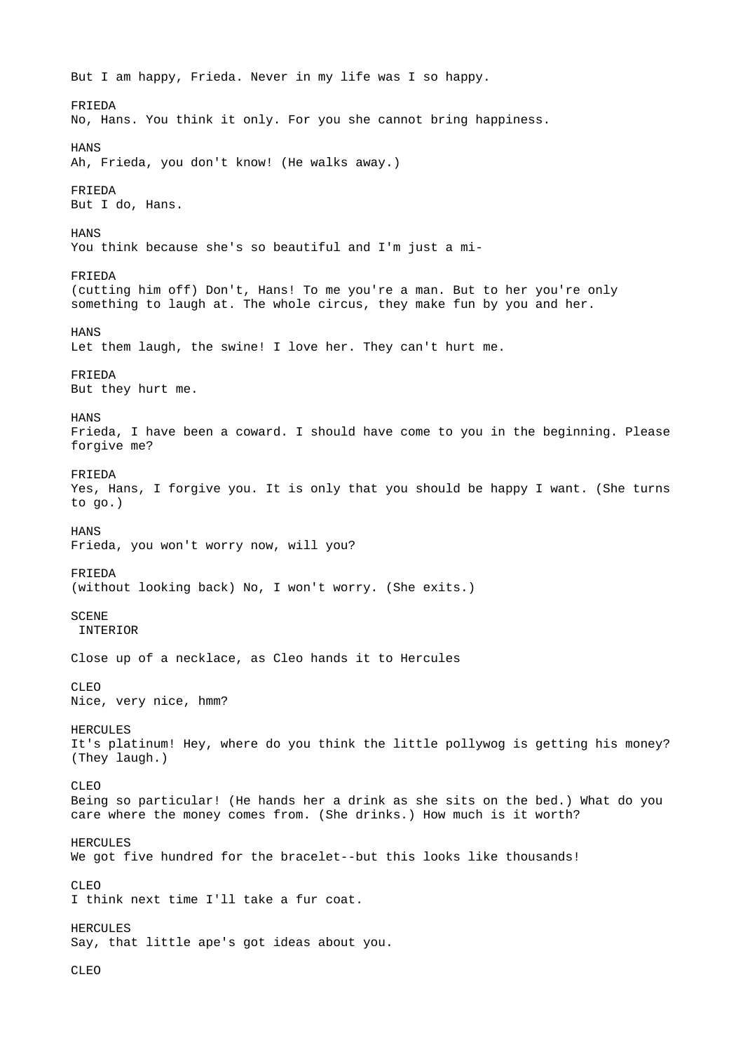But I am happy, Frieda. Never in my life was I so happy.

FRIEDA
No, Hans. You think it only. For you she cannot bring happiness.

HANS
Ah, Frieda, you don't know! (He walks away.)

FRIEDA
But I do, Hans.

HANS
You think because she's so beautiful and I'm just a mi-

FRIEDA
(cutting him off) Don't, Hans! To me you're a man. But to her you're only something to laugh at. The whole circus, they make fun by you and her.

HANS
Let them laugh, the swine! I love her. They can't hurt me.

FRIEDA
But they hurt me.

HANS
Frieda, I have been a coward. I should have come to you in the beginning. Please forgive me?

FRIEDA
Yes, Hans, I forgive you. It is only that you should be happy I want. (She turns to go.)

HANS
Frieda, you won't worry now, will you?

FRIEDA
(without looking back) No, I won't worry. (She exits.)

SCENE
INTERIOR

Close up of a necklace, as Cleo hands it to Hercules

CLEO
Nice, very nice, hmm?

HERCULES
It's platinum! Hey, where do you think the little pollywog is getting his money? (They laugh.)

CLEO
Being so particular! (He hands her a drink as she sits on the bed.) What do you care where the money comes from. (She drinks.) How much is it worth?

HERCULES
We got five hundred for the bracelet--but this looks like thousands!

CLEO
I think next time I'll take a fur coat.

HERCULES
Say, that little ape's got ideas about you.

CLEO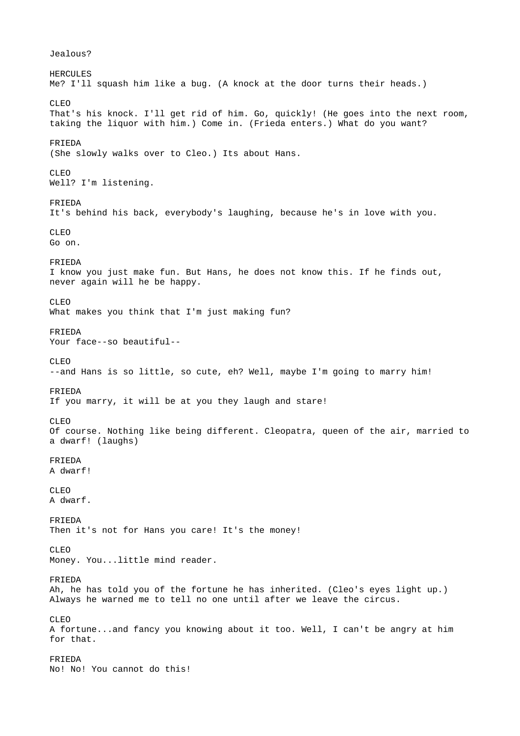Jealous?

HERCULES
Me? I'll squash him like a bug. (A knock at the door turns their heads.)

CLEO
That's his knock. I'll get rid of him. Go, quickly! (He goes into the next room, taking the liquor with him.) Come in. (Frieda enters.) What do you want?

FRIEDA
(She slowly walks over to Cleo.) Its about Hans.

CLEO
Well? I'm listening.

FRIEDA
It's behind his back, everybody's laughing, because he's in love with you.

CLEO
Go on.

FRIEDA
I know you just make fun. But Hans, he does not know this. If he finds out, never again will he be happy.

CLEO
What makes you think that I'm just making fun?

FRIEDA
Your face--so beautiful--

CLEO
--and Hans is so little, so cute, eh? Well, maybe I'm going to marry him!

FRIEDA
If you marry, it will be at you they laugh and stare!

CLEO
Of course. Nothing like being different. Cleopatra, queen of the air, married to a dwarf! (laughs)

FRIEDA
A dwarf!

CLEO
A dwarf.

FRIEDA
Then it's not for Hans you care! It's the money!

CLEO
Money. You...little mind reader.

FRIEDA
Ah, he has told you of the fortune he has inherited. (Cleo's eyes light up.) Always he warned me to tell no one until after we leave the circus.

CLEO
A fortune...and fancy you knowing about it too. Well, I can't be angry at him for that.

FRIEDA
No! No! You cannot do this!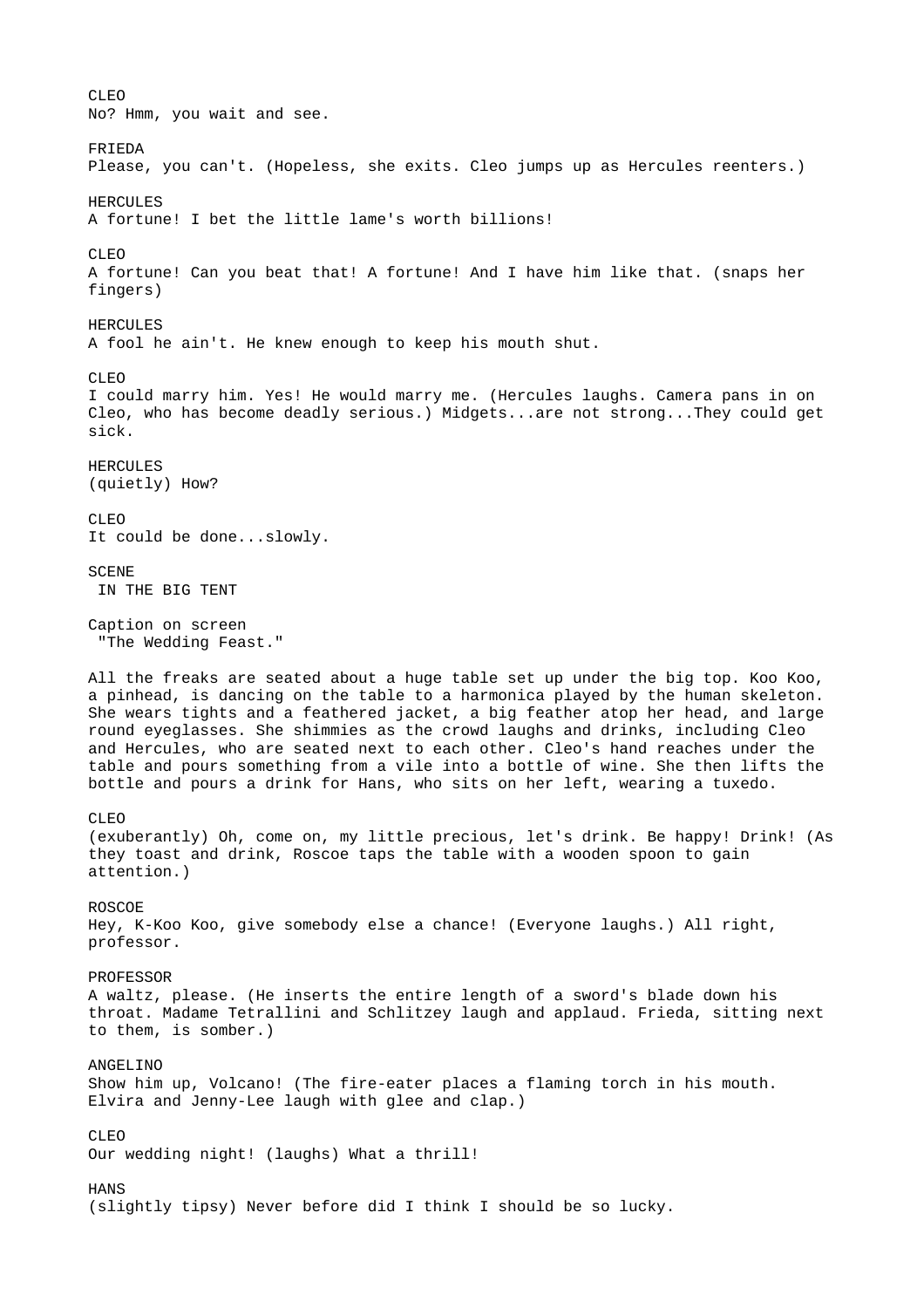CLEO
No? Hmm, you wait and see.

FRIEDA
Please, you can't. (Hopeless, she exits. Cleo jumps up as Hercules reenters.)

HERCULES
A fortune! I bet the little lame's worth billions!

CLEO
A fortune! Can you beat that! A fortune! And I have him like that. (snaps her fingers)

HERCULES
A fool he ain't. He knew enough to keep his mouth shut.

CLEO
I could marry him. Yes! He would marry me. (Hercules laughs. Camera pans in on Cleo, who has become deadly serious.) Midgets...are not strong...They could get sick.

HERCULES
(quietly) How?

CLEO
It could be done...slowly.

SCENE
IN THE BIG TENT

Caption on screen
"The Wedding Feast."

All the freaks are seated about a huge table set up under the big top. Koo Koo, a pinhead, is dancing on the table to a harmonica played by the human skeleton. She wears tights and a feathered jacket, a big feather atop her head, and large round eyeglasses. She shimmies as the crowd laughs and drinks, including Cleo and Hercules, who are seated next to each other. Cleo's hand reaches under the table and pours something from a vile into a bottle of wine. She then lifts the bottle and pours a drink for Hans, who sits on her left, wearing a tuxedo.

CLEO
(exuberantly) Oh, come on, my little precious, let's drink. Be happy! Drink! (As they toast and drink, Roscoe taps the table with a wooden spoon to gain attention.)

ROSCOE
Hey, K-Koo Koo, give somebody else a chance! (Everyone laughs.) All right, professor.

PROFESSOR
A waltz, please. (He inserts the entire length of a sword's blade down his throat. Madame Tetrallini and Schlitzey laugh and applaud. Frieda, sitting next to them, is somber.)

ANGELINO
Show him up, Volcano! (The fire-eater places a flaming torch in his mouth. Elvira and Jenny-Lee laugh with glee and clap.)

CLEO
Our wedding night! (laughs) What a thrill!

HANS
(slightly tipsy) Never before did I think I should be so lucky.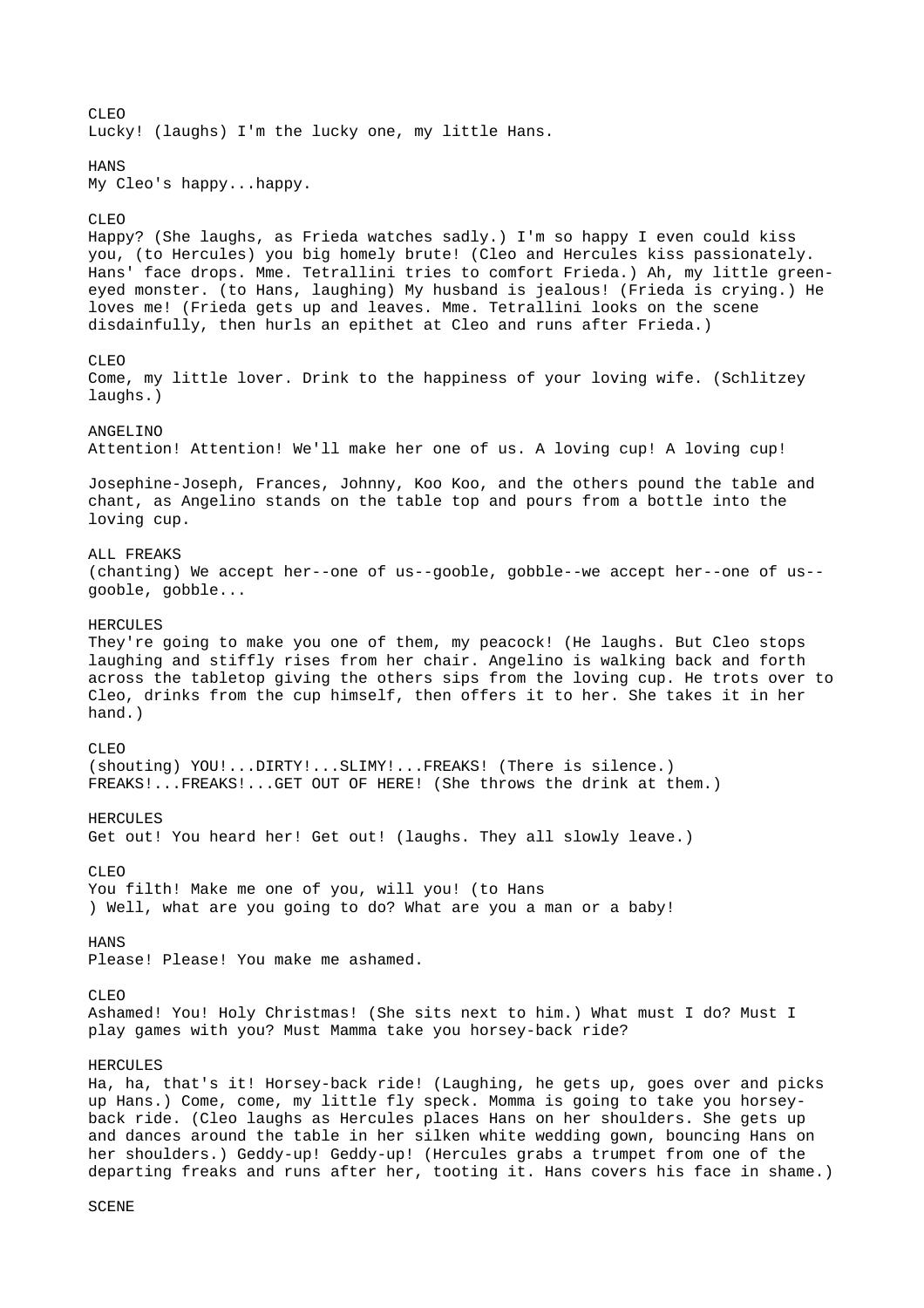CLEO
Lucky! (laughs) I'm the lucky one, my little Hans.

HANS
My Cleo's happy...happy.

CLEO
Happy? (She laughs, as Frieda watches sadly.) I'm so happy I even could kiss you, (to Hercules) you big homely brute! (Cleo and Hercules kiss passionately. Hans' face drops. Mme. Tetrallini tries to comfort Frieda.) Ah, my little green-eyed monster. (to Hans, laughing) My husband is jealous! (Frieda is crying.) He loves me! (Frieda gets up and leaves. Mme. Tetrallini looks on the scene disdainfully, then hurls an epithet at Cleo and runs after Frieda.)

CLEO
Come, my little lover. Drink to the happiness of your loving wife. (Schlitzey laughs.)

ANGELINO
Attention! Attention! We'll make her one of us. A loving cup! A loving cup!

Josephine-Joseph, Frances, Johnny, Koo Koo, and the others pound the table and chant, as Angelino stands on the table top and pours from a bottle into the loving cup.

ALL FREAKS
(chanting) We accept her--one of us--gooble, gobble--we accept her--one of us--gooble, gobble...

HERCULES
They're going to make you one of them, my peacock! (He laughs. But Cleo stops laughing and stiffly rises from her chair. Angelino is walking back and forth across the tabletop giving the others sips from the loving cup. He trots over to Cleo, drinks from the cup himself, then offers it to her. She takes it in her hand.)

CLEO
(shouting) YOU!...DIRTY!...SLIMY!...FREAKS! (There is silence.) FREAKS!...FREAKS!...GET OUT OF HERE! (She throws the drink at them.)

HERCULES
Get out! You heard her! Get out! (laughs. They all slowly leave.)

CLEO
You filth! Make me one of you, will you! (to Hans
) Well, what are you going to do? What are you a man or a baby!

HANS
Please! Please! You make me ashamed.

CLEO
Ashamed! You! Holy Christmas! (She sits next to him.) What must I do? Must I play games with you? Must Mamma take you horsey-back ride?

HERCULES
Ha, ha, that's it! Horsey-back ride! (Laughing, he gets up, goes over and picks up Hans.) Come, come, my little fly speck. Momma is going to take you horsey-back ride. (Cleo laughs as Hercules places Hans on her shoulders. She gets up and dances around the table in her silken white wedding gown, bouncing Hans on her shoulders.) Geddy-up! Geddy-up! (Hercules grabs a trumpet from one of the departing freaks and runs after her, tooting it. Hans covers his face in shame.)

SCENE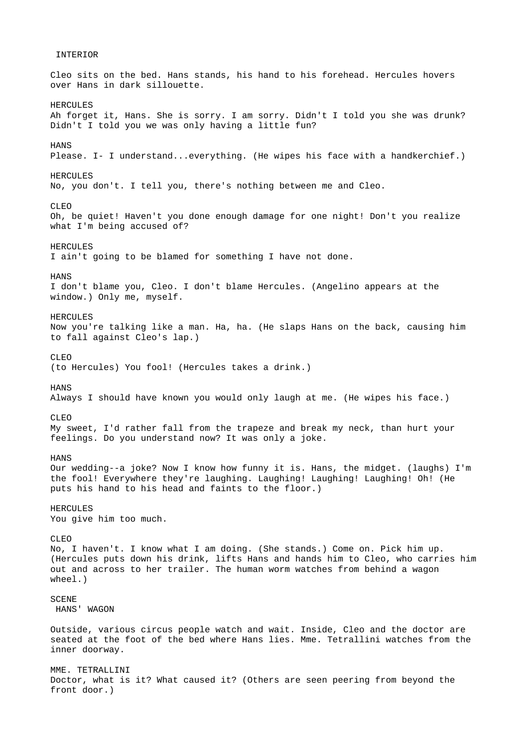INTERIOR

Cleo sits on the bed. Hans stands, his hand to his forehead. Hercules hovers over Hans in dark sillouette.

HERCULES
Ah forget it, Hans. She is sorry. I am sorry. Didn't I told you she was drunk? Didn't I told you we was only having a little fun?

HANS
Please. I- I understand...everything. (He wipes his face with a handkerchief.)

HERCULES
No, you don't. I tell you, there's nothing between me and Cleo.

CLEO
Oh, be quiet! Haven't you done enough damage for one night! Don't you realize what I'm being accused of?

HERCULES
I ain't going to be blamed for something I have not done.

HANS
I don't blame you, Cleo. I don't blame Hercules. (Angelino appears at the window.) Only me, myself.

HERCULES
Now you're talking like a man. Ha, ha. (He slaps Hans on the back, causing him to fall against Cleo's lap.)

CLEO
(to Hercules) You fool! (Hercules takes a drink.)

HANS
Always I should have known you would only laugh at me. (He wipes his face.)

CLEO
My sweet, I'd rather fall from the trapeze and break my neck, than hurt your feelings. Do you understand now? It was only a joke.

HANS
Our wedding--a joke? Now I know how funny it is. Hans, the midget. (laughs) I'm the fool! Everywhere they're laughing. Laughing! Laughing! Laughing! Oh! (He puts his hand to his head and faints to the floor.)

HERCULES
You give him too much.

CLEO
No, I haven't. I know what I am doing. (She stands.) Come on. Pick him up. (Hercules puts down his drink, lifts Hans and hands him to Cleo, who carries him out and across to her trailer. The human worm watches from behind a wagon wheel.)

SCENE
HANS' WAGON

Outside, various circus people watch and wait. Inside, Cleo and the doctor are seated at the foot of the bed where Hans lies. Mme. Tetrallini watches from the inner doorway.

MME. TETRALLINI
Doctor, what is it? What caused it? (Others are seen peering from beyond the front door.)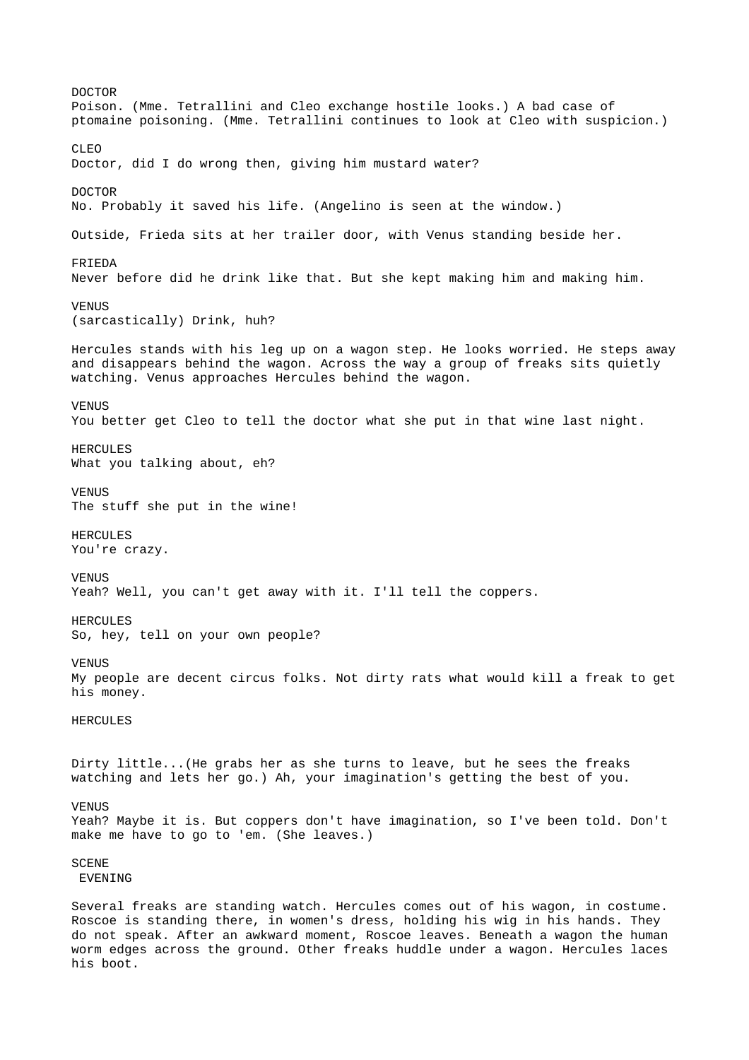DOCTOR
Poison. (Mme. Tetrallini and Cleo exchange hostile looks.) A bad case of ptomaine poisoning. (Mme. Tetrallini continues to look at Cleo with suspicion.)

CLEO
Doctor, did I do wrong then, giving him mustard water?

DOCTOR
No. Probably it saved his life. (Angelino is seen at the window.)

Outside, Frieda sits at her trailer door, with Venus standing beside her.

FRIEDA
Never before did he drink like that. But she kept making him and making him.

VENUS
(sarcastically) Drink, huh?

Hercules stands with his leg up on a wagon step. He looks worried. He steps away and disappears behind the wagon. Across the way a group of freaks sits quietly watching. Venus approaches Hercules behind the wagon.

VENUS
You better get Cleo to tell the doctor what she put in that wine last night.

HERCULES
What you talking about, eh?

VENUS
The stuff she put in the wine!

HERCULES
You're crazy.

VENUS
Yeah? Well, you can't get away with it. I'll tell the coppers.

HERCULES
So, hey, tell on your own people?

VENUS
My people are decent circus folks. Not dirty rats what would kill a freak to get his money.

HERCULES

Dirty little...(He grabs her as she turns to leave, but he sees the freaks watching and lets her go.) Ah, your imagination's getting the best of you.

VENUS
Yeah? Maybe it is. But coppers don't have imagination, so I've been told. Don't make me have to go to 'em. (She leaves.)

SCENE
EVENING

Several freaks are standing watch. Hercules comes out of his wagon, in costume. Roscoe is standing there, in women's dress, holding his wig in his hands. They do not speak. After an awkward moment, Roscoe leaves. Beneath a wagon the human worm edges across the ground. Other freaks huddle under a wagon. Hercules laces his boot.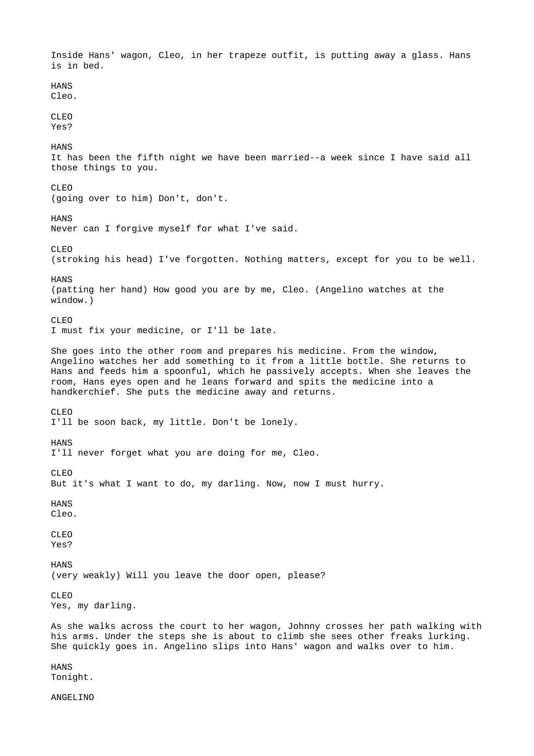Inside Hans' wagon, Cleo, in her trapeze outfit, is putting away a glass. Hans is in bed.

HANS
Cleo.

CLEO
Yes?

HANS
It has been the fifth night we have been married--a week since I have said all those things to you.

CLEO
(going over to him) Don't, don't.

HANS
Never can I forgive myself for what I've said.

CLEO
(stroking his head) I've forgotten. Nothing matters, except for you to be well.

HANS
(patting her hand) How good you are by me, Cleo. (Angelino watches at the window.)

CLEO
I must fix your medicine, or I'll be late.

She goes into the other room and prepares his medicine. From the window, Angelino watches her add something to it from a little bottle. She returns to Hans and feeds him a spoonful, which he passively accepts. When she leaves the room, Hans eyes open and he leans forward and spits the medicine into a handkerchief. She puts the medicine away and returns.

CLEO
I'll be soon back, my little. Don't be lonely.

HANS
I'll never forget what you are doing for me, Cleo.

CLEO
But it's what I want to do, my darling. Now, now I must hurry.

HANS
Cleo.

CLEO
Yes?

HANS
(very weakly) Will you leave the door open, please?

CLEO
Yes, my darling.

As she walks across the court to her wagon, Johnny crosses her path walking with his arms. Under the steps she is about to climb she sees other freaks lurking. She quickly goes in. Angelino slips into Hans' wagon and walks over to him.

HANS
Tonight.

ANGELINO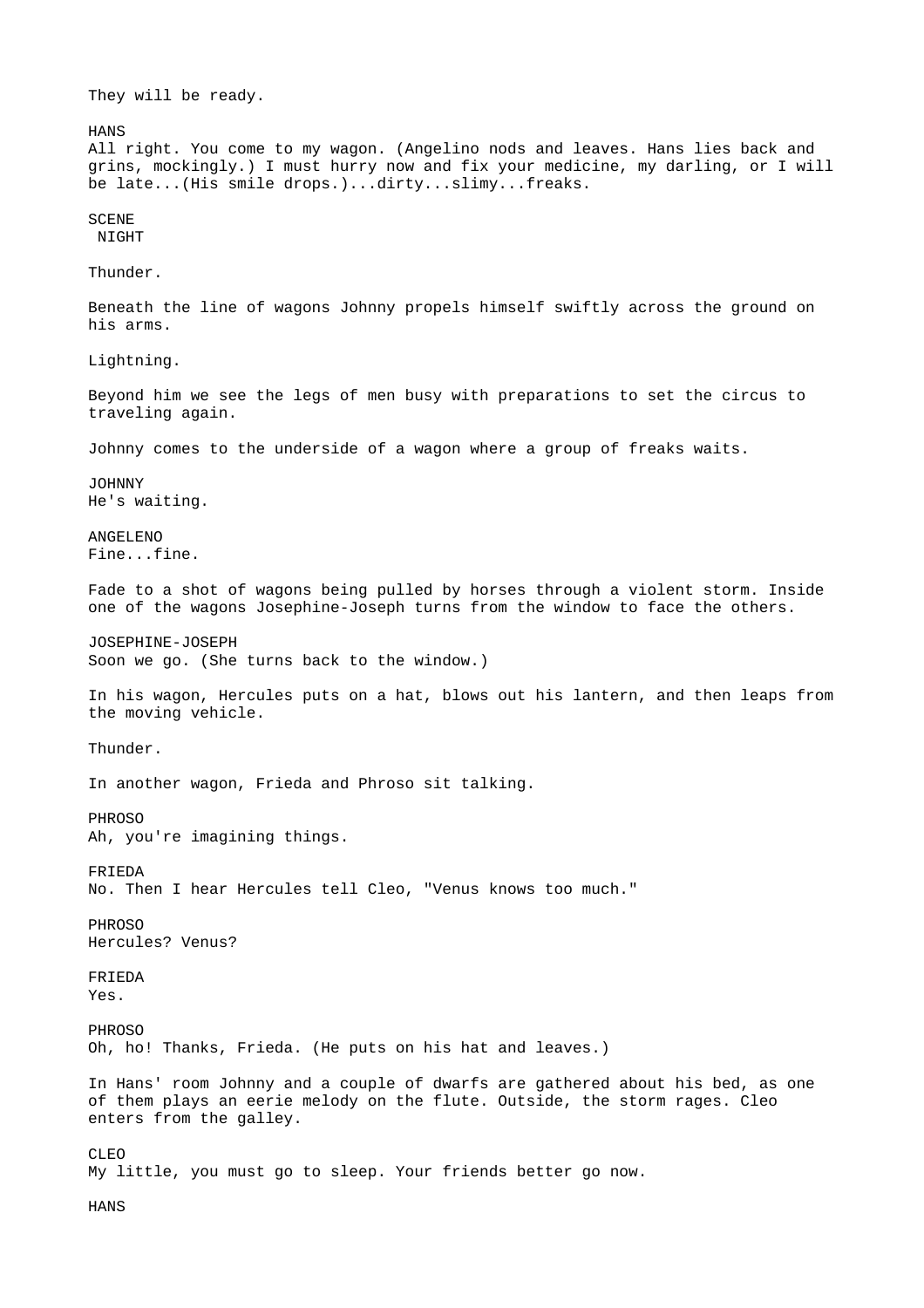They will be ready.

HANS
All right. You come to my wagon. (Angelino nods and leaves. Hans lies back and grins, mockingly.) I must hurry now and fix your medicine, my darling, or I will be late...(His smile drops.)...dirty...slimy...freaks.

SCENE
 NIGHT

Thunder.

Beneath the line of wagons Johnny propels himself swiftly across the ground on his arms.

Lightning.

Beyond him we see the legs of men busy with preparations to set the circus to traveling again.

Johnny comes to the underside of a wagon where a group of freaks waits.

JOHNNY
He's waiting.

ANGELENO
Fine...fine.

Fade to a shot of wagons being pulled by horses through a violent storm. Inside one of the wagons Josephine-Joseph turns from the window to face the others.

JOSEPHINE-JOSEPH
Soon we go. (She turns back to the window.)

In his wagon, Hercules puts on a hat, blows out his lantern, and then leaps from the moving vehicle.

Thunder.

In another wagon, Frieda and Phroso sit talking.

PHROSO
Ah, you're imagining things.

FRIEDA
No. Then I hear Hercules tell Cleo, "Venus knows too much."

PHROSO
Hercules? Venus?

FRIEDA
Yes.

PHROSO
Oh, ho! Thanks, Frieda. (He puts on his hat and leaves.)

In Hans' room Johnny and a couple of dwarfs are gathered about his bed, as one of them plays an eerie melody on the flute. Outside, the storm rages. Cleo enters from the galley.

CLEO
My little, you must go to sleep. Your friends better go now.

HANS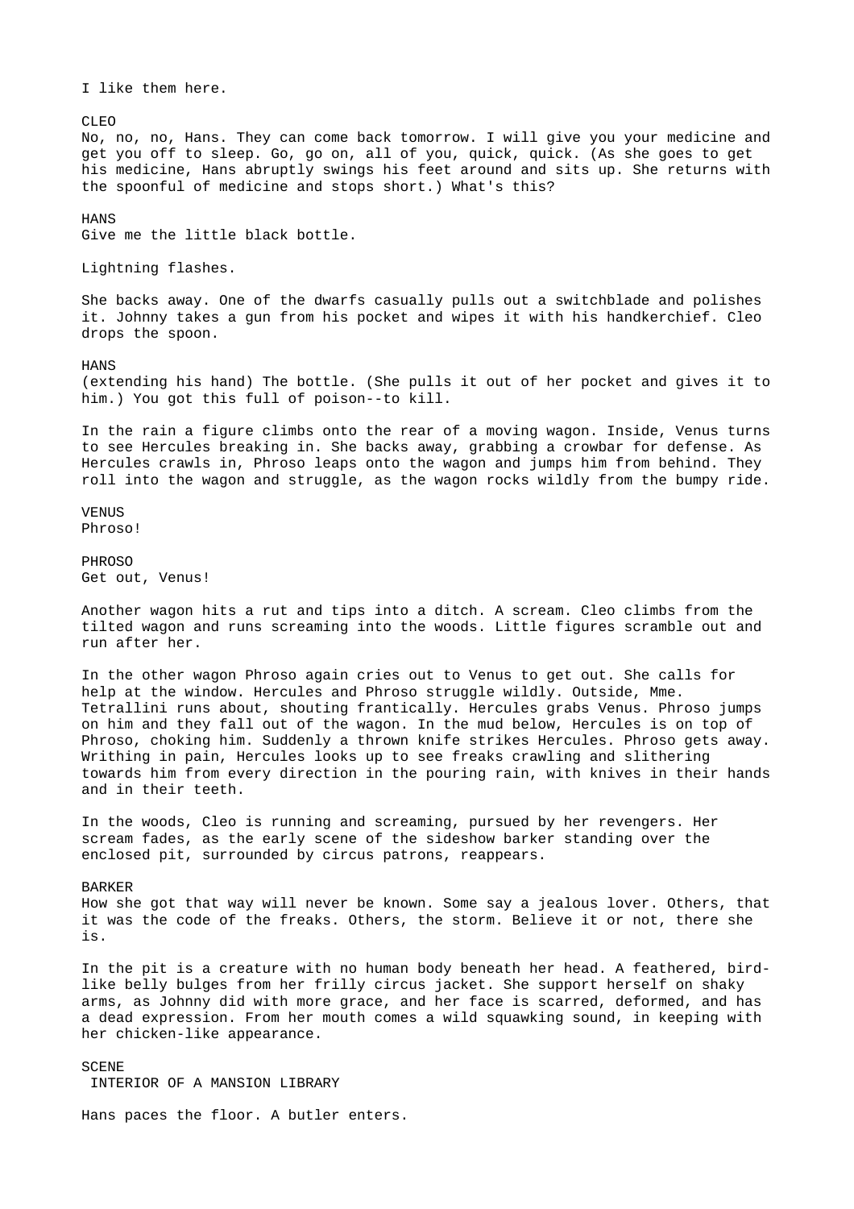I like them here.

CLEO
No, no, no, Hans. They can come back tomorrow. I will give you your medicine and get you off to sleep. Go, go on, all of you, quick, quick. (As she goes to get his medicine, Hans abruptly swings his feet around and sits up. She returns with the spoonful of medicine and stops short.) What's this?

HANS
Give me the little black bottle.

Lightning flashes.

She backs away. One of the dwarfs casually pulls out a switchblade and polishes it. Johnny takes a gun from his pocket and wipes it with his handkerchief. Cleo drops the spoon.

HANS
(extending his hand) The bottle. (She pulls it out of her pocket and gives it to him.) You got this full of poison--to kill.

In the rain a figure climbs onto the rear of a moving wagon. Inside, Venus turns to see Hercules breaking in. She backs away, grabbing a crowbar for defense. As Hercules crawls in, Phroso leaps onto the wagon and jumps him from behind. They roll into the wagon and struggle, as the wagon rocks wildly from the bumpy ride.

VENUS
Phroso!

PHROSO
Get out, Venus!

Another wagon hits a rut and tips into a ditch. A scream. Cleo climbs from the tilted wagon and runs screaming into the woods. Little figures scramble out and run after her.

In the other wagon Phroso again cries out to Venus to get out. She calls for help at the window. Hercules and Phroso struggle wildly. Outside, Mme. Tetrallini runs about, shouting frantically. Hercules grabs Venus. Phroso jumps on him and they fall out of the wagon. In the mud below, Hercules is on top of Phroso, choking him. Suddenly a thrown knife strikes Hercules. Phroso gets away. Writhing in pain, Hercules looks up to see freaks crawling and slithering towards him from every direction in the pouring rain, with knives in their hands and in their teeth.

In the woods, Cleo is running and screaming, pursued by her revengers. Her scream fades, as the early scene of the sideshow barker standing over the enclosed pit, surrounded by circus patrons, reappears.

BARKER
How she got that way will never be known. Some say a jealous lover. Others, that it was the code of the freaks. Others, the storm. Believe it or not, there she is.

In the pit is a creature with no human body beneath her head. A feathered, bird-like belly bulges from her frilly circus jacket. She support herself on shaky arms, as Johnny did with more grace, and her face is scarred, deformed, and has a dead expression. From her mouth comes a wild squawking sound, in keeping with her chicken-like appearance.

SCENE
INTERIOR OF A MANSION LIBRARY

Hans paces the floor. A butler enters.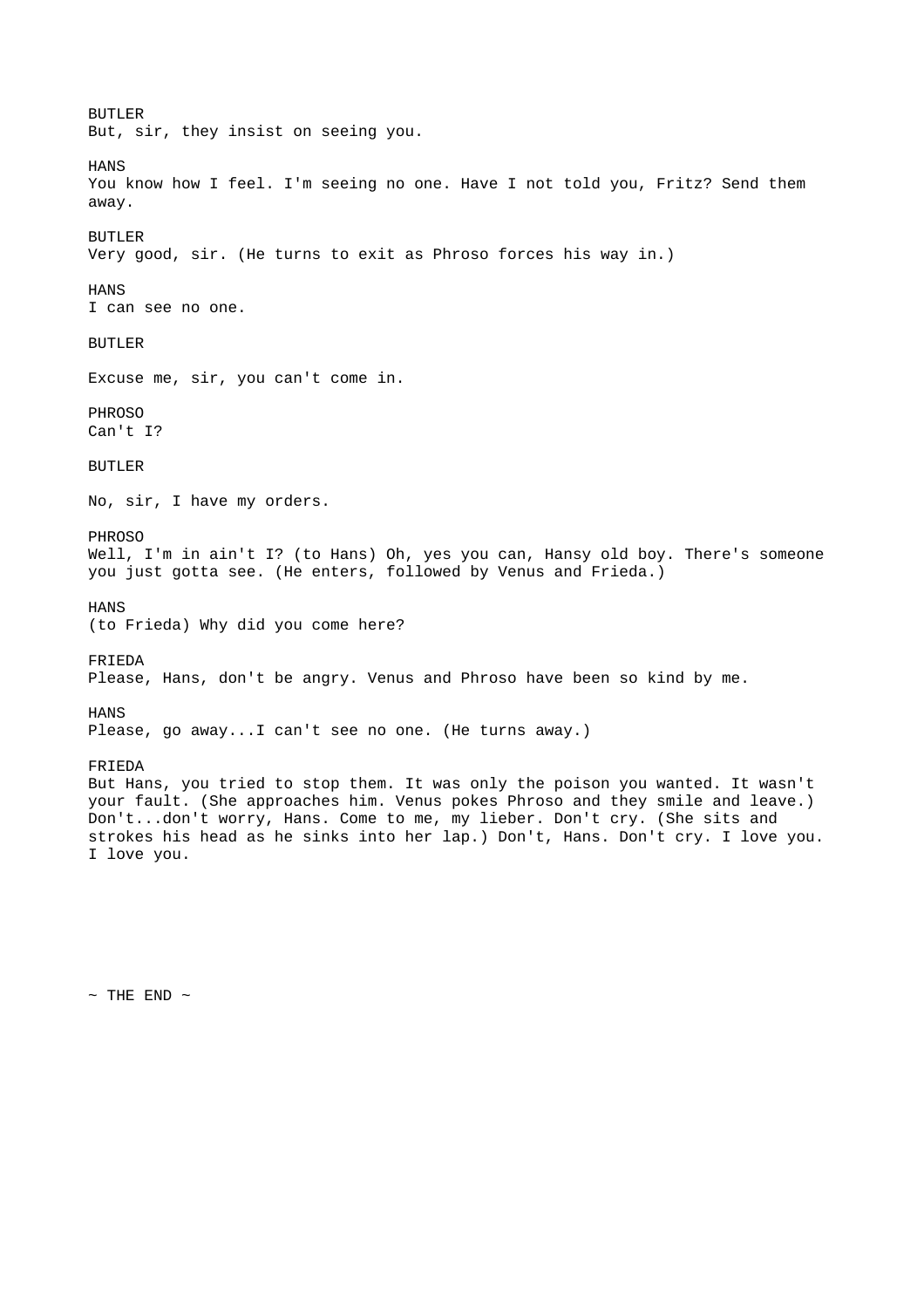BUTLER
But, sir, they insist on seeing you.

HANS
You know how I feel. I'm seeing no one. Have I not told you, Fritz? Send them away.

BUTLER
Very good, sir. (He turns to exit as Phroso forces his way in.)

HANS
I can see no one.

BUTLER

Excuse me, sir, you can't come in.

PHROSO
Can't I?

BUTLER

No, sir, I have my orders.

PHROSO
Well, I'm in ain't I? (to Hans) Oh, yes you can, Hansy old boy. There's someone you just gotta see. (He enters, followed by Venus and Frieda.)

HANS
(to Frieda) Why did you come here?

FRIEDA
Please, Hans, don't be angry. Venus and Phroso have been so kind by me.

HANS
Please, go away...I can't see no one. (He turns away.)

FRIEDA
But Hans, you tried to stop them. It was only the poison you wanted. It wasn't your fault. (She approaches him. Venus pokes Phroso and they smile and leave.) Don't...don't worry, Hans. Come to me, my lieber. Don't cry. (She sits and strokes his head as he sinks into her lap.) Don't, Hans. Don't cry. I love you. I love you.

~ THE END ~